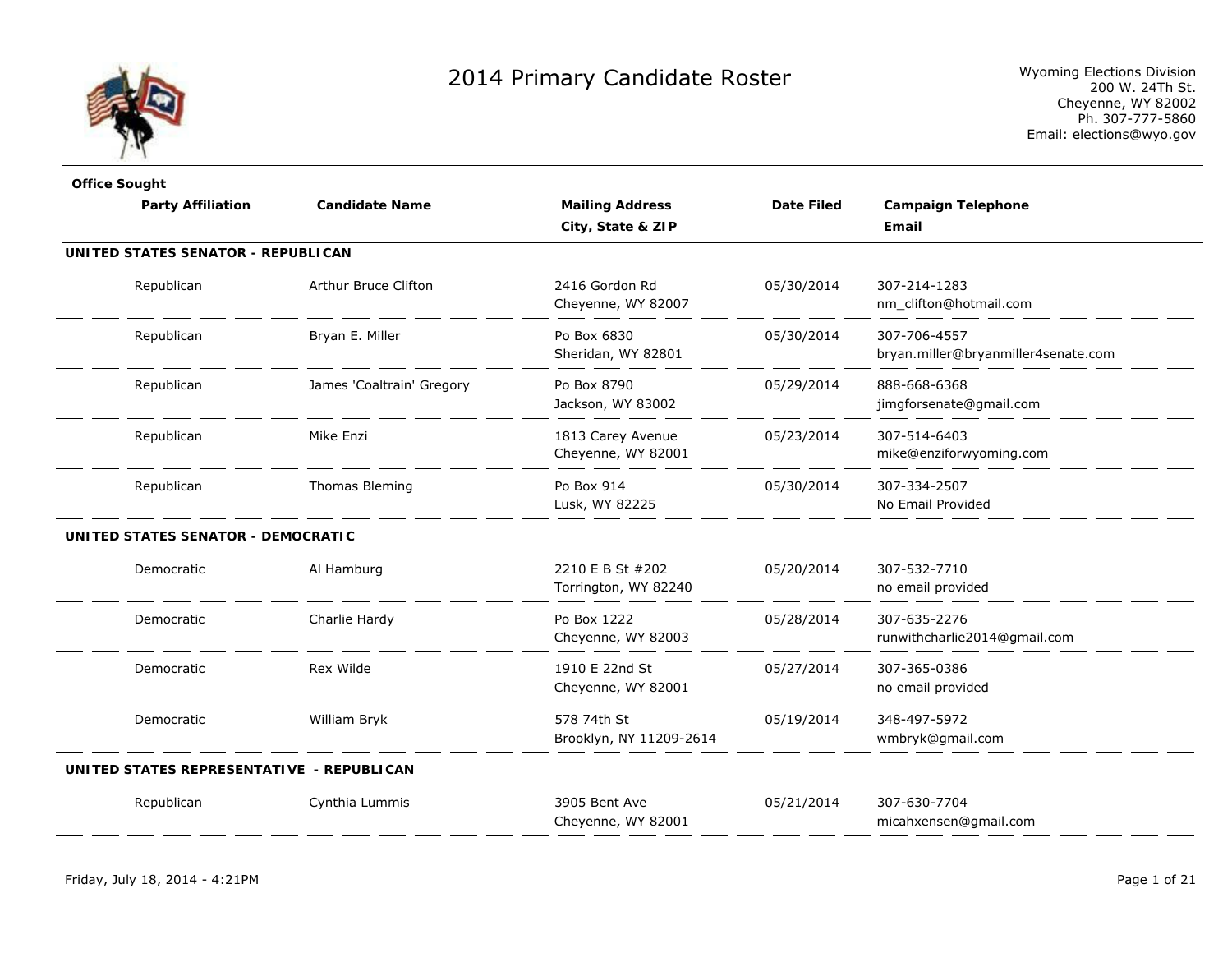# 2014 Primary Candidate Roster

Wyoming Elections Division
200 W. 24Th St.
Cheyenne, WY 82002
Ph. 307-777-5860
Email: elections@wyo.gov

| Office Sought / Party Affiliation | Candidate Name | Mailing Address / City, State & ZIP | Date Filed | Campaign Telephone / Email |
|---|---|---|---|---|
| **UNITED STATES SENATOR - REPUBLICAN** | | | | |
| Republican | Arthur Bruce Clifton | 2416 Gordon Rd<br>Cheyenne, WY 82007 | 05/30/2014 | 307-214-1283<br>nm_clifton@hotmail.com |
| Republican | Bryan E. Miller | Po Box 6830<br>Sheridan, WY 82801 | 05/30/2014 | 307-706-4557<br>bryan.miller@bryanmiller4senate.com |
| Republican | James 'Coaltrain' Gregory | Po Box 8790<br>Jackson, WY 83002 | 05/29/2014 | 888-668-6368<br>jimgforsenate@gmail.com |
| Republican | Mike Enzi | 1813 Carey Avenue<br>Cheyenne, WY 82001 | 05/23/2014 | 307-514-6403<br>mike@enziforwyoming.com |
| Republican | Thomas Bleming | Po Box 914<br>Lusk, WY 82225 | 05/30/2014 | 307-334-2507<br>No Email Provided |
| **UNITED STATES SENATOR - DEMOCRATIC** | | | | |
| Democratic | Al Hamburg | 2210 E B St #202<br>Torrington, WY 82240 | 05/20/2014 | 307-532-7710<br>no email provided |
| Democratic | Charlie Hardy | Po Box 1222<br>Cheyenne, WY 82003 | 05/28/2014 | 307-635-2276<br>runwithcharlie2014@gmail.com |
| Democratic | Rex Wilde | 1910 E 22nd St<br>Cheyenne, WY 82001 | 05/27/2014 | 307-365-0386<br>no email provided |
| Democratic | William Bryk | 578 74th St<br>Brooklyn, NY 11209-2614 | 05/19/2014 | 348-497-5972<br>wmbryk@gmail.com |
| **UNITED STATES REPRESENTATIVE - REPUBLICAN** | | | | |
| Republican | Cynthia Lummis | 3905 Bent Ave<br>Cheyenne, WY 82001 | 05/21/2014 | 307-630-7704<br>micahxensen@gmail.com |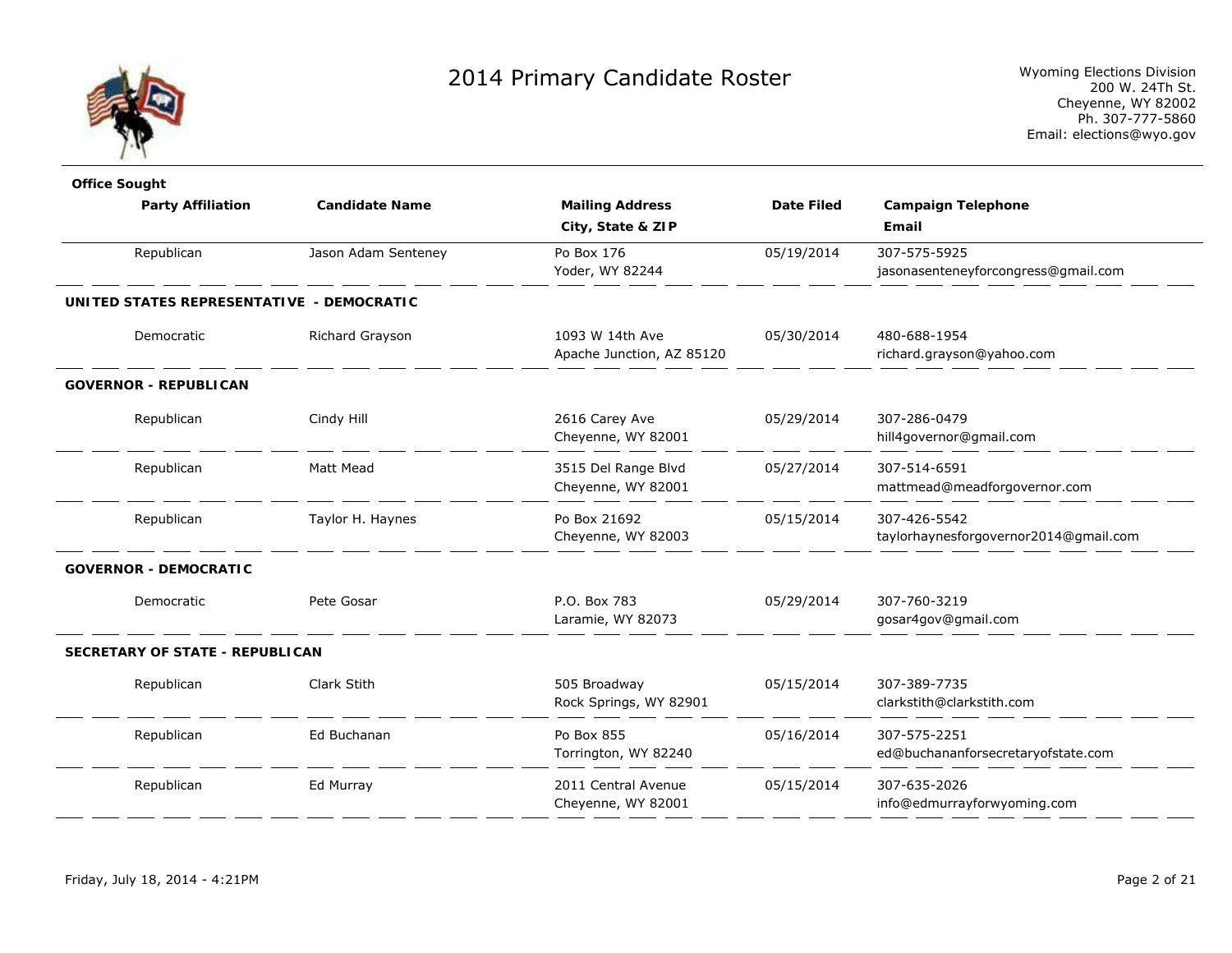# 2014 Primary Candidate Roster

Wyoming Elections Division
200 W. 24Th St.
Cheyenne, WY 82002
Ph. 307-777-5860
Email: elections@wyo.gov

| Party Affiliation | Candidate Name | Mailing Address / City, State & ZIP | Date Filed | Campaign Telephone / Email |
|---|---|---|---|---|
| Republican | Jason Adam Senteney | Po Box 176<br>Yoder, WY 82244 | 05/19/2014 | 307-575-5925<br>jasonasenteneyforcongress@gmail.com |

**UNITED STATES REPRESENTATIVE - DEMOCRATIC**

| Party Affiliation | Candidate Name | Mailing Address / City, State & ZIP | Date Filed | Campaign Telephone / Email |
|---|---|---|---|---|
| Democratic | Richard Grayson | 1093 W 14th Ave<br>Apache Junction, AZ 85120 | 05/30/2014 | 480-688-1954<br>richard.grayson@yahoo.com |

**GOVERNOR - REPUBLICAN**

| Party Affiliation | Candidate Name | Mailing Address / City, State & ZIP | Date Filed | Campaign Telephone / Email |
|---|---|---|---|---|
| Republican | Cindy Hill | 2616 Carey Ave<br>Cheyenne, WY 82001 | 05/29/2014 | 307-286-0479<br>hill4governor@gmail.com |
| Republican | Matt Mead | 3515 Del Range Blvd<br>Cheyenne, WY 82001 | 05/27/2014 | 307-514-6591<br>mattmead@meadforgovernor.com |
| Republican | Taylor H. Haynes | Po Box 21692<br>Cheyenne, WY 82003 | 05/15/2014 | 307-426-5542<br>taylorhaynesforgovernor2014@gmail.com |

**GOVERNOR - DEMOCRATIC**

| Party Affiliation | Candidate Name | Mailing Address / City, State & ZIP | Date Filed | Campaign Telephone / Email |
|---|---|---|---|---|
| Democratic | Pete Gosar | P.O. Box 783<br>Laramie, WY 82073 | 05/29/2014 | 307-760-3219<br>gosar4gov@gmail.com |

**SECRETARY OF STATE - REPUBLICAN**

| Party Affiliation | Candidate Name | Mailing Address / City, State & ZIP | Date Filed | Campaign Telephone / Email |
|---|---|---|---|---|
| Republican | Clark Stith | 505 Broadway<br>Rock Springs, WY 82901 | 05/15/2014 | 307-389-7735<br>clarkstith@clarkstith.com |
| Republican | Ed Buchanan | Po Box 855<br>Torrington, WY 82240 | 05/16/2014 | 307-575-2251<br>ed@buchananforsecretaryofstate.com |
| Republican | Ed Murray | 2011 Central Avenue<br>Cheyenne, WY 82001 | 05/15/2014 | 307-635-2026<br>info@edmurrayforwyoming.com |

Friday, July 18, 2014 - 4:21PM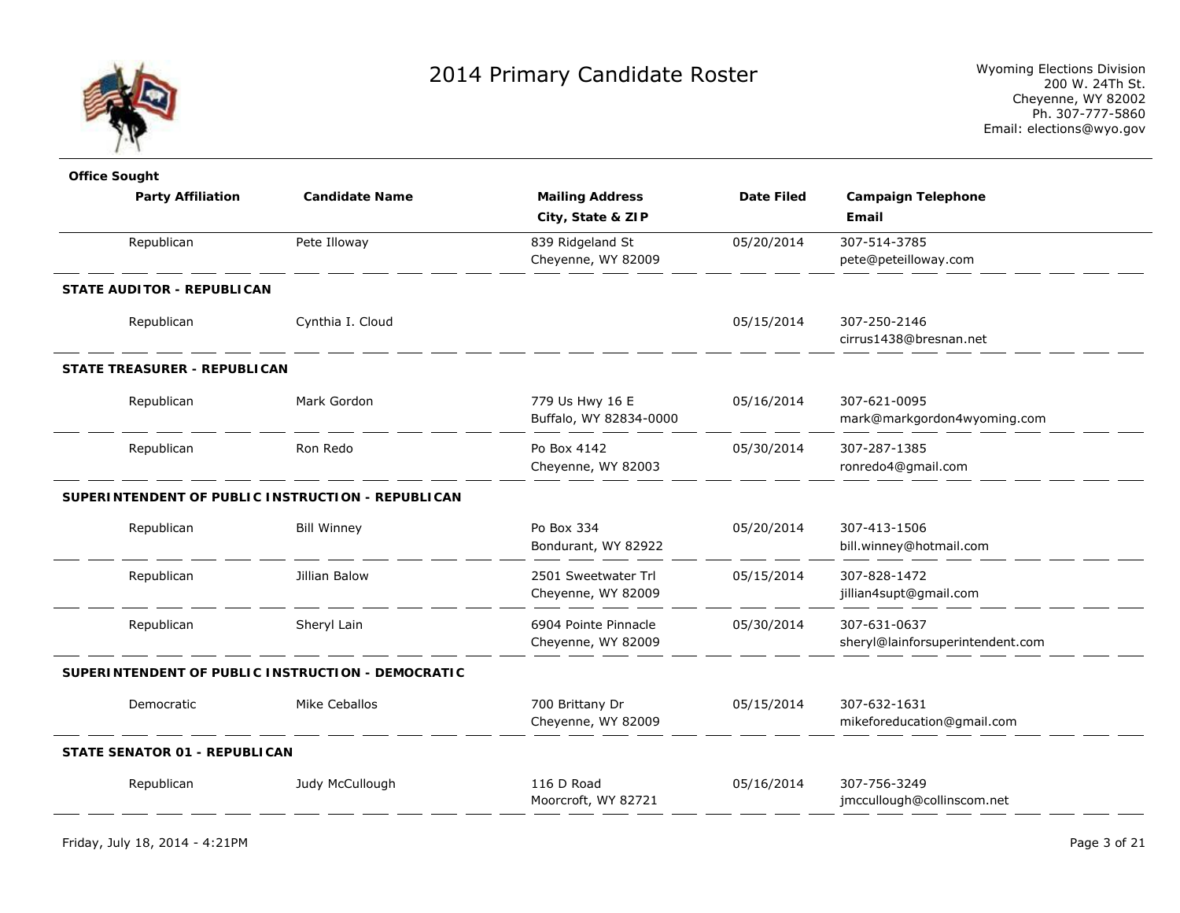# 2014 Primary Candidate Roster

Wyoming Elections Division
200 W. 24Th St.
Cheyenne, WY 82002
Ph. 307-777-5860
Email: elections@wyo.gov

| Office Sought / Party Affiliation | Candidate Name | Mailing Address / City, State & ZIP | Date Filed | Campaign Telephone / Email |
|---|---|---|---|---|
| Republican | Pete Illoway | 839 Ridgeland St<br>Cheyenne, WY 82009 | 05/20/2014 | 307-514-3785<br>pete@peteilloway.com |
| **STATE AUDITOR - REPUBLICAN** | | | | |
| Republican | Cynthia I. Cloud | | 05/15/2014 | 307-250-2146<br>cirrus1438@bresnan.net |
| **STATE TREASURER - REPUBLICAN** | | | | |
| Republican | Mark Gordon | 779 Us Hwy 16 E<br>Buffalo, WY 82834-0000 | 05/16/2014 | 307-621-0095<br>mark@markgordon4wyoming.com |
| Republican | Ron Redo | Po Box 4142<br>Cheyenne, WY 82003 | 05/30/2014 | 307-287-1385<br>ronredo4@gmail.com |
| **SUPERINTENDENT OF PUBLIC INSTRUCTION - REPUBLICAN** | | | | |
| Republican | Bill Winney | Po Box 334<br>Bondurant, WY 82922 | 05/20/2014 | 307-413-1506<br>bill.winney@hotmail.com |
| Republican | Jillian Balow | 2501 Sweetwater Trl<br>Cheyenne, WY 82009 | 05/15/2014 | 307-828-1472<br>jillian4supt@gmail.com |
| Republican | Sheryl Lain | 6904 Pointe Pinnacle<br>Cheyenne, WY 82009 | 05/30/2014 | 307-631-0637<br>sheryl@lainforsuperintendent.com |
| **SUPERINTENDENT OF PUBLIC INSTRUCTION - DEMOCRATIC** | | | | |
| Democratic | Mike Ceballos | 700 Brittany Dr<br>Cheyenne, WY 82009 | 05/15/2014 | 307-632-1631<br>mikeforeducation@gmail.com |
| **STATE SENATOR 01 - REPUBLICAN** | | | | |
| Republican | Judy McCullough | 116 D Road<br>Moorcroft, WY 82721 | 05/16/2014 | 307-756-3249<br>jmccullough@collinscom.net |

Friday, July 18, 2014 - 4:21PM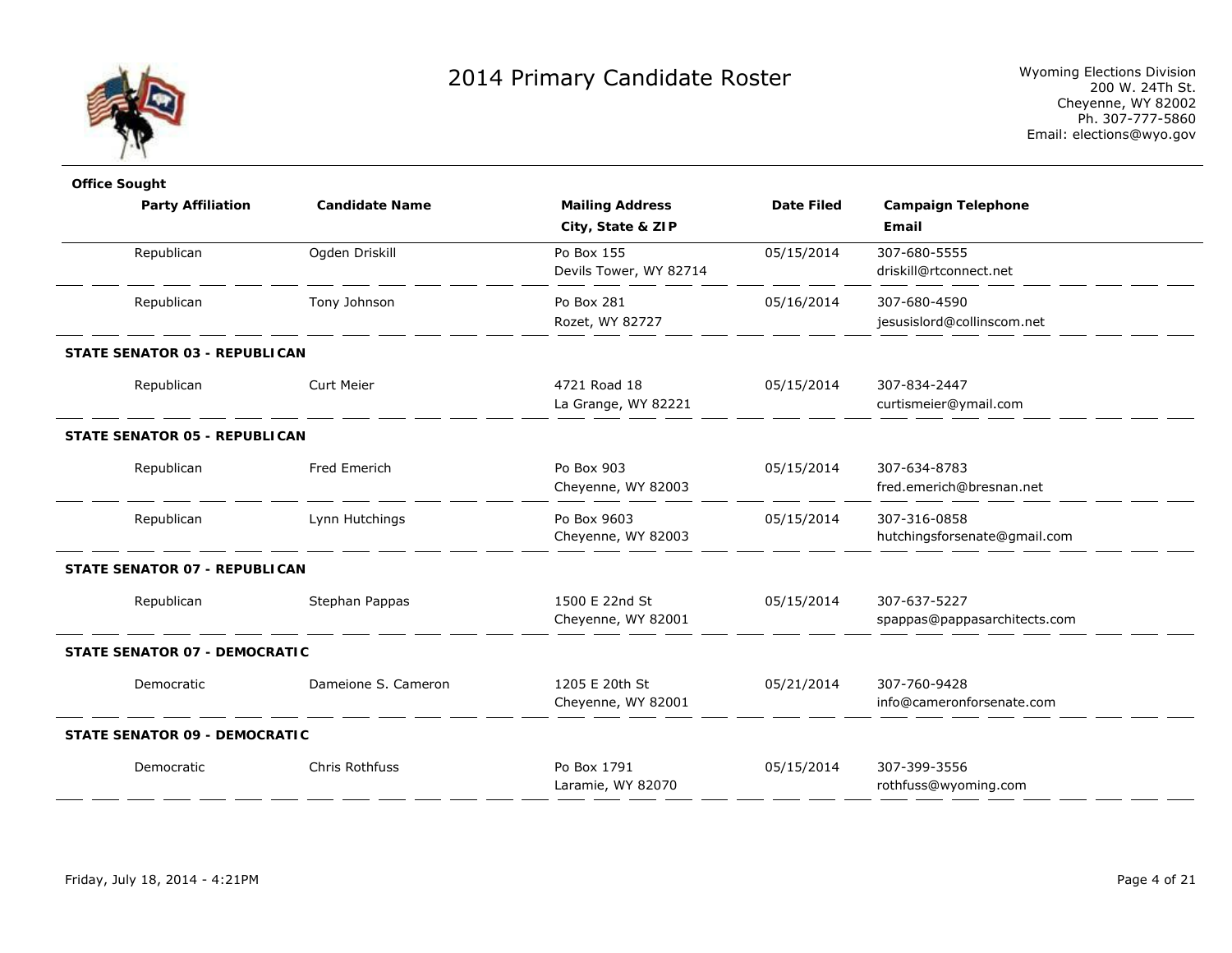# 2014 Primary Candidate Roster

Wyoming Elections Division
200 W. 24Th St.
Cheyenne, WY 82002
Ph. 307-777-5860
Email: elections@wyo.gov

| Office Sought / Party Affiliation | Candidate Name | Mailing Address / City, State & ZIP | Date Filed | Campaign Telephone / Email |
|---|---|---|---|---|
| Republican | Ogden Driskill | Po Box 155<br>Devils Tower, WY 82714 | 05/15/2014 | 307-680-5555<br>driskill@rtconnect.net |
| Republican | Tony Johnson | Po Box 281<br>Rozet, WY 82727 | 05/16/2014 | 307-680-4590<br>jesusislord@collinscom.net |
| **STATE SENATOR 03 - REPUBLICAN** | | | | |
| Republican | Curt Meier | 4721 Road 18<br>La Grange, WY 82221 | 05/15/2014 | 307-834-2447<br>curtismeier@ymail.com |
| **STATE SENATOR 05 - REPUBLICAN** | | | | |
| Republican | Fred Emerich | Po Box 903<br>Cheyenne, WY 82003 | 05/15/2014 | 307-634-8783<br>fred.emerich@bresnan.net |
| Republican | Lynn Hutchings | Po Box 9603<br>Cheyenne, WY 82003 | 05/15/2014 | 307-316-0858<br>hutchingsforsenate@gmail.com |
| **STATE SENATOR 07 - REPUBLICAN** | | | | |
| Republican | Stephan Pappas | 1500 E 22nd St<br>Cheyenne, WY 82001 | 05/15/2014 | 307-637-5227<br>spappas@pappasarchitects.com |
| **STATE SENATOR 07 - DEMOCRATIC** | | | | |
| Democratic | Dameione S. Cameron | 1205 E 20th St<br>Cheyenne, WY 82001 | 05/21/2014 | 307-760-9428<br>info@cameronforsenate.com |
| **STATE SENATOR 09 - DEMOCRATIC** | | | | |
| Democratic | Chris Rothfuss | Po Box 1791<br>Laramie, WY 82070 | 05/15/2014 | 307-399-3556<br>rothfuss@wyoming.com |

Friday, July 18, 2014 - 4:21PM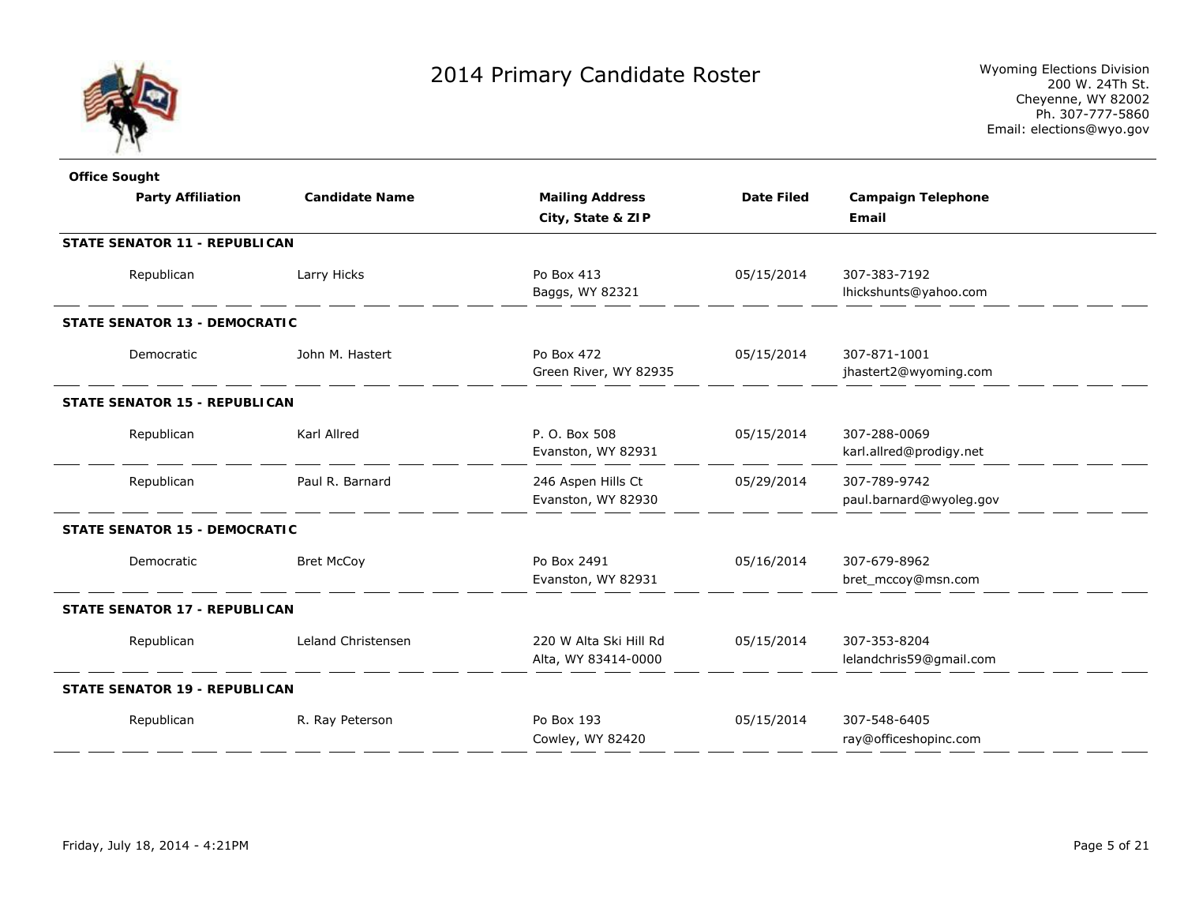# 2014 Primary Candidate Roster

Wyoming Elections Division
200 W. 24Th St.
Cheyenne, WY 82002
Ph. 307-777-5860
Email: elections@wyo.gov

| Office Sought / Party Affiliation | Candidate Name | Mailing Address / City, State & ZIP | Date Filed | Campaign Telephone / Email |
|---|---|---|---|---|
| **STATE SENATOR 11 - REPUBLICAN** | | | | |
| Republican | Larry Hicks | Po Box 413<br>Baggs, WY 82321 | 05/15/2014 | 307-383-7192<br>lhickshunts@yahoo.com |
| **STATE SENATOR 13 - DEMOCRATIC** | | | | |
| Democratic | John M. Hastert | Po Box 472<br>Green River, WY 82935 | 05/15/2014 | 307-871-1001<br>jhastert2@wyoming.com |
| **STATE SENATOR 15 - REPUBLICAN** | | | | |
| Republican | Karl Allred | P. O. Box 508<br>Evanston, WY 82931 | 05/15/2014 | 307-288-0069<br>karl.allred@prodigy.net |
| Republican | Paul R. Barnard | 246 Aspen Hills Ct<br>Evanston, WY 82930 | 05/29/2014 | 307-789-9742<br>paul.barnard@wyoleg.gov |
| **STATE SENATOR 15 - DEMOCRATIC** | | | | |
| Democratic | Bret McCoy | Po Box 2491<br>Evanston, WY 82931 | 05/16/2014 | 307-679-8962<br>bret_mccoy@msn.com |
| **STATE SENATOR 17 - REPUBLICAN** | | | | |
| Republican | Leland Christensen | 220 W Alta Ski Hill Rd<br>Alta, WY 83414-0000 | 05/15/2014 | 307-353-8204<br>lelandchris59@gmail.com |
| **STATE SENATOR 19 - REPUBLICAN** | | | | |
| Republican | R. Ray Peterson | Po Box 193<br>Cowley, WY 82420 | 05/15/2014 | 307-548-6405<br>ray@officeshopinc.com |

Friday, July 18, 2014 - 4:21PM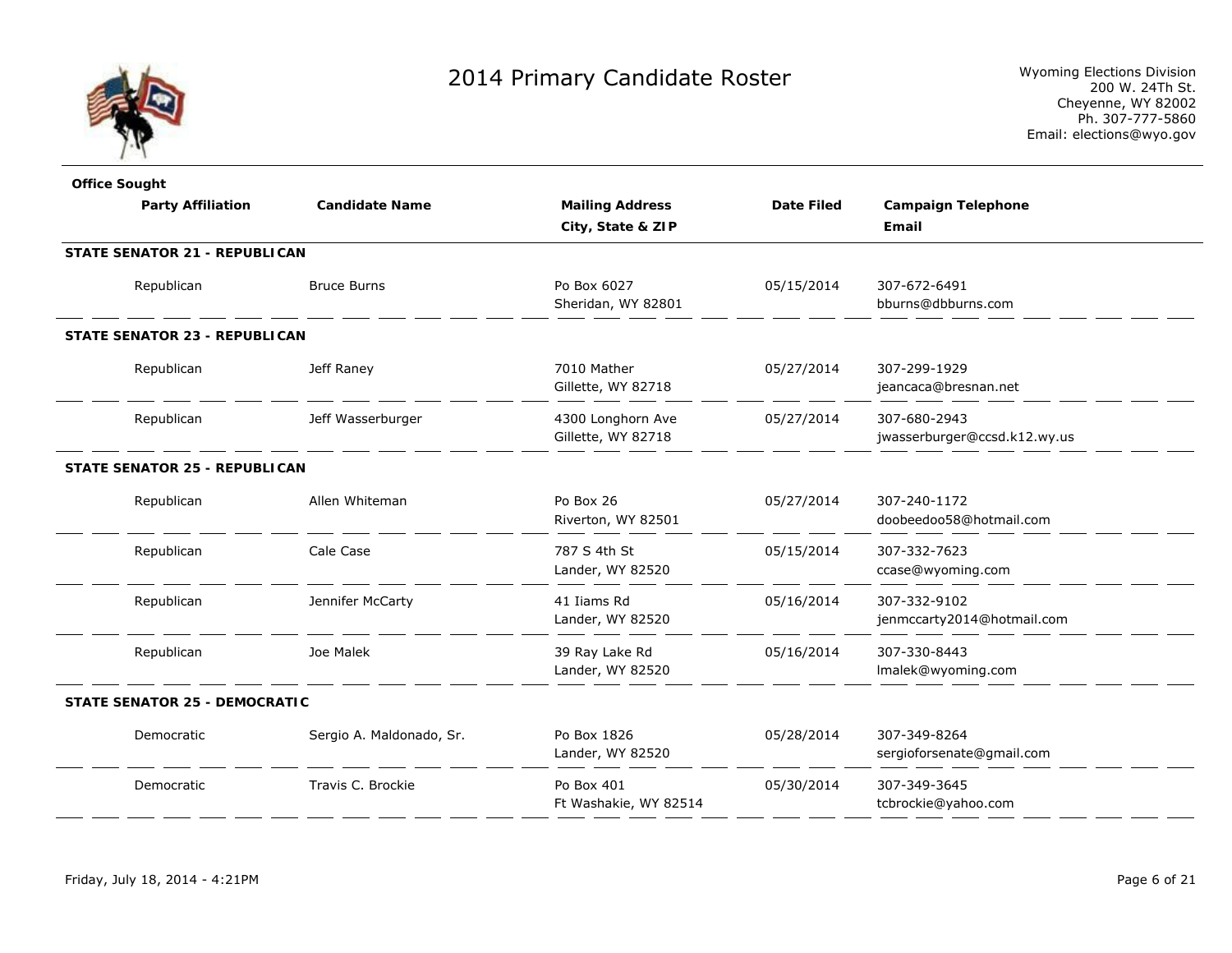# 2014 Primary Candidate Roster

Wyoming Elections Division
200 W. 24Th St.
Cheyenne, WY 82002
Ph. 307-777-5860
Email: elections@wyo.gov

| Office Sought / Party Affiliation | Candidate Name | Mailing Address / City, State & ZIP | Date Filed | Campaign Telephone / Email |
|---|---|---|---|---|
| **STATE SENATOR 21 - REPUBLICAN** | | | | |
| Republican | Bruce Burns | Po Box 6027<br>Sheridan, WY 82801 | 05/15/2014 | 307-672-6491<br>bburns@dbburns.com |
| **STATE SENATOR 23 - REPUBLICAN** | | | | |
| Republican | Jeff Raney | 7010 Mather<br>Gillette, WY 82718 | 05/27/2014 | 307-299-1929<br>jeancaca@bresnan.net |
| Republican | Jeff Wasserburger | 4300 Longhorn Ave<br>Gillette, WY 82718 | 05/27/2014 | 307-680-2943<br>jwasserburger@ccsd.k12.wy.us |
| **STATE SENATOR 25 - REPUBLICAN** | | | | |
| Republican | Allen Whiteman | Po Box 26<br>Riverton, WY 82501 | 05/27/2014 | 307-240-1172<br>doobeedoo58@hotmail.com |
| Republican | Cale Case | 787 S 4th St<br>Lander, WY 82520 | 05/15/2014 | 307-332-7623<br>ccase@wyoming.com |
| Republican | Jennifer McCarty | 41 Iiams Rd<br>Lander, WY 82520 | 05/16/2014 | 307-332-9102<br>jenmccarty2014@hotmail.com |
| Republican | Joe Malek | 39 Ray Lake Rd<br>Lander, WY 82520 | 05/16/2014 | 307-330-8443<br>lmalek@wyoming.com |
| **STATE SENATOR 25 - DEMOCRATIC** | | | | |
| Democratic | Sergio A. Maldonado, Sr. | Po Box 1826<br>Lander, WY 82520 | 05/28/2014 | 307-349-8264<br>sergioforsenate@gmail.com |
| Democratic | Travis C. Brockie | Po Box 401<br>Ft Washakie, WY 82514 | 05/30/2014 | 307-349-3645<br>tcbrockie@yahoo.com |

Friday, July 18, 2014 - 4:21PM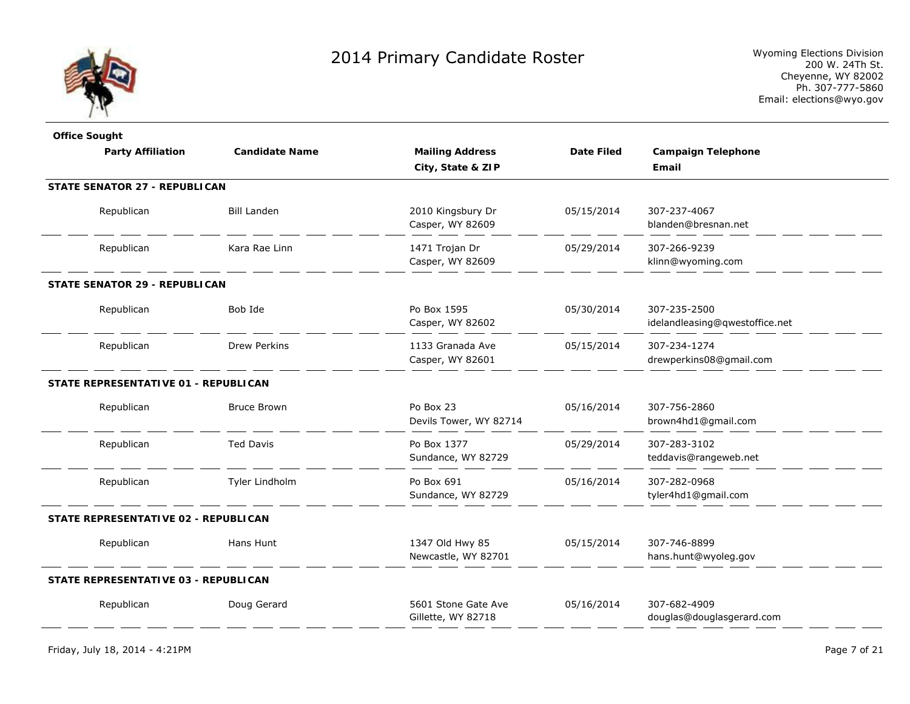# 2014 Primary Candidate Roster

Wyoming Elections Division
200 W. 24Th St.
Cheyenne, WY 82002
Ph. 307-777-5860
Email: elections@wyo.gov

| Office Sought<br>Party Affiliation | Candidate Name | Mailing Address<br>City, State & ZIP | Date Filed | Campaign Telephone<br>Email |
|---|---|---|---|---|
| **STATE SENATOR 27 - REPUBLICAN** | | | | |
| Republican | Bill Landen | 2010 Kingsbury Dr<br>Casper, WY 82609 | 05/15/2014 | 307-237-4067<br>blanden@bresnan.net |
| Republican | Kara Rae Linn | 1471 Trojan Dr<br>Casper, WY 82609 | 05/29/2014 | 307-266-9239<br>klinn@wyoming.com |
| **STATE SENATOR 29 - REPUBLICAN** | | | | |
| Republican | Bob Ide | Po Box 1595<br>Casper, WY 82602 | 05/30/2014 | 307-235-2500<br>idelandleasing@qwestoffice.net |
| Republican | Drew Perkins | 1133 Granada Ave<br>Casper, WY 82601 | 05/15/2014 | 307-234-1274<br>drewperkins08@gmail.com |
| **STATE REPRESENTATIVE 01 - REPUBLICAN** | | | | |
| Republican | Bruce Brown | Po Box 23<br>Devils Tower, WY 82714 | 05/16/2014 | 307-756-2860<br>brown4hd1@gmail.com |
| Republican | Ted Davis | Po Box 1377<br>Sundance, WY 82729 | 05/29/2014 | 307-283-3102<br>teddavis@rangeweb.net |
| Republican | Tyler Lindholm | Po Box 691<br>Sundance, WY 82729 | 05/16/2014 | 307-282-0968<br>tyler4hd1@gmail.com |
| **STATE REPRESENTATIVE 02 - REPUBLICAN** | | | | |
| Republican | Hans Hunt | 1347 Old Hwy 85<br>Newcastle, WY 82701 | 05/15/2014 | 307-746-8899<br>hans.hunt@wyoleg.gov |
| **STATE REPRESENTATIVE 03 - REPUBLICAN** | | | | |
| Republican | Doug Gerard | 5601 Stone Gate Ave<br>Gillette, WY 82718 | 05/16/2014 | 307-682-4909<br>douglas@douglasgerard.com |

Friday, July 18, 2014 - 4:21PM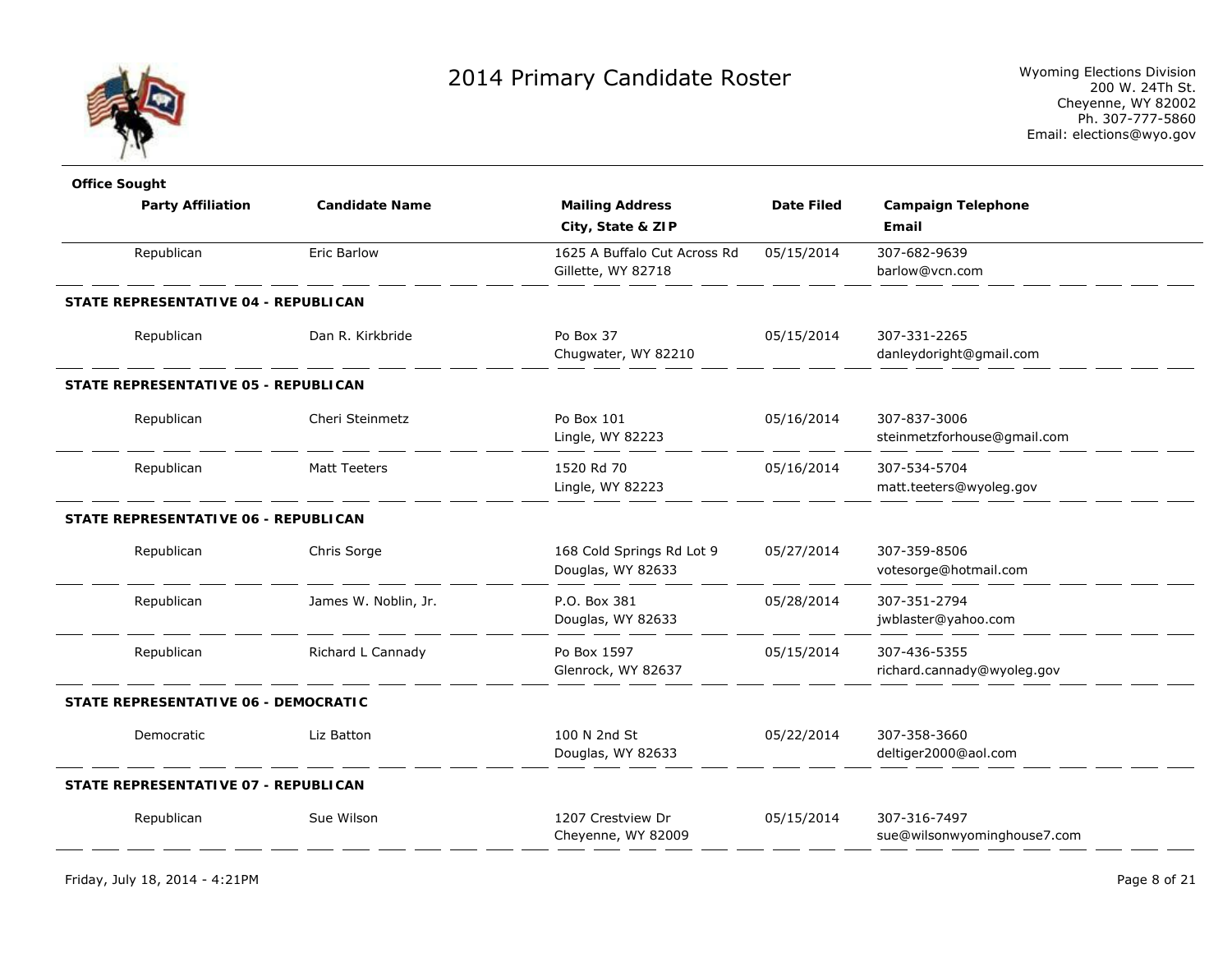# 2014 Primary Candidate Roster

Wyoming Elections Division
200 W. 24Th St.
Cheyenne, WY 82002
Ph. 307-777-5860
Email: elections@wyo.gov

| Party Affiliation | Candidate Name | Mailing Address / City, State & ZIP | Date Filed | Campaign Telephone / Email |
|---|---|---|---|---|
| Republican | Eric Barlow | 1625 A Buffalo Cut Across Rd, Gillette, WY 82718 | 05/15/2014 | 307-682-9639, barlow@vcn.com |
| **STATE REPRESENTATIVE 04 - REPUBLICAN** | | | | |
| Republican | Dan R. Kirkbride | Po Box 37, Chugwater, WY 82210 | 05/15/2014 | 307-331-2265, danleydoright@gmail.com |
| **STATE REPRESENTATIVE 05 - REPUBLICAN** | | | | |
| Republican | Cheri Steinmetz | Po Box 101, Lingle, WY 82223 | 05/16/2014 | 307-837-3006, steinmetzforhouse@gmail.com |
| Republican | Matt Teeters | 1520 Rd 70, Lingle, WY 82223 | 05/16/2014 | 307-534-5704, matt.teeters@wyoleg.gov |
| **STATE REPRESENTATIVE 06 - REPUBLICAN** | | | | |
| Republican | Chris Sorge | 168 Cold Springs Rd Lot 9, Douglas, WY 82633 | 05/27/2014 | 307-359-8506, votesorge@hotmail.com |
| Republican | James W. Noblin, Jr. | P.O. Box 381, Douglas, WY 82633 | 05/28/2014 | 307-351-2794, jwblaster@yahoo.com |
| Republican | Richard L Cannady | Po Box 1597, Glenrock, WY 82637 | 05/15/2014 | 307-436-5355, richard.cannady@wyoleg.gov |
| **STATE REPRESENTATIVE 06 - DEMOCRATIC** | | | | |
| Democratic | Liz Batton | 100 N 2nd St, Douglas, WY 82633 | 05/22/2014 | 307-358-3660, deltiger2000@aol.com |
| **STATE REPRESENTATIVE 07 - REPUBLICAN** | | | | |
| Republican | Sue Wilson | 1207 Crestview Dr, Cheyenne, WY 82009 | 05/15/2014 | 307-316-7497, sue@wilsonwyominghouse7.com |

Friday, July 18, 2014 - 4:21PM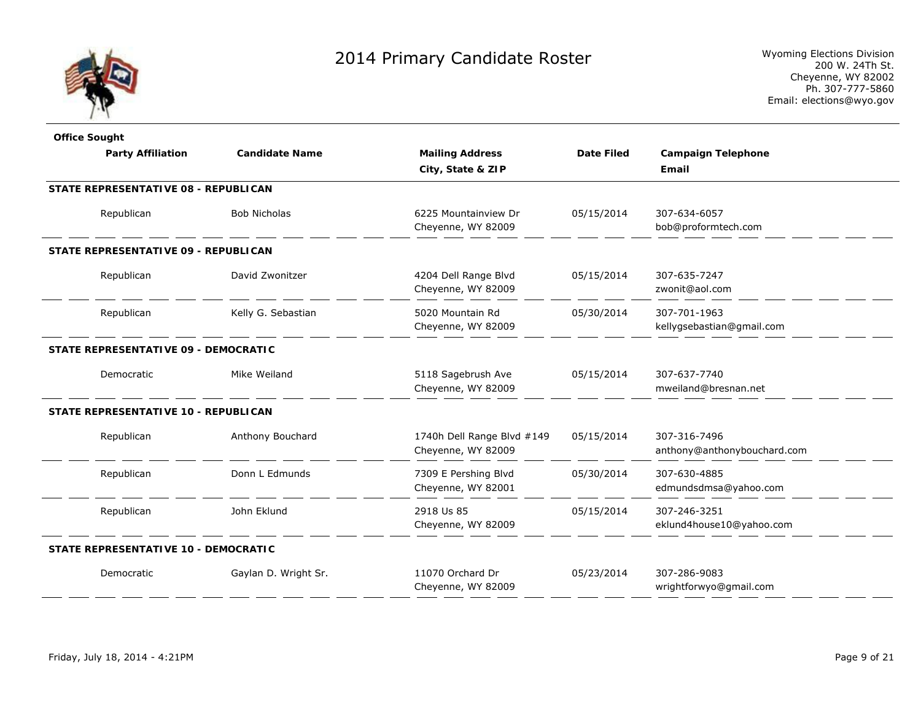# 2014 Primary Candidate Roster

Wyoming Elections Division
200 W. 24Th St.
Cheyenne, WY 82002
Ph. 307-777-5860
Email: elections@wyo.gov

| Office Sought / Party Affiliation | Candidate Name | Mailing Address / City, State & ZIP | Date Filed | Campaign Telephone / Email |
|---|---|---|---|---|
| **STATE REPRESENTATIVE 08 - REPUBLICAN** | | | | |
| Republican | Bob Nicholas | 6225 Mountainview Dr<br>Cheyenne, WY 82009 | 05/15/2014 | 307-634-6057<br>bob@proformtech.com |
| **STATE REPRESENTATIVE 09 - REPUBLICAN** | | | | |
| Republican | David Zwonitzer | 4204 Dell Range Blvd<br>Cheyenne, WY 82009 | 05/15/2014 | 307-635-7247<br>zwonit@aol.com |
| Republican | Kelly G. Sebastian | 5020 Mountain Rd<br>Cheyenne, WY 82009 | 05/30/2014 | 307-701-1963<br>kellygsebastian@gmail.com |
| **STATE REPRESENTATIVE 09 - DEMOCRATIC** | | | | |
| Democratic | Mike Weiland | 5118 Sagebrush Ave<br>Cheyenne, WY 82009 | 05/15/2014 | 307-637-7740<br>mweiland@bresnan.net |
| **STATE REPRESENTATIVE 10 - REPUBLICAN** | | | | |
| Republican | Anthony Bouchard | 1740h Dell Range Blvd #149<br>Cheyenne, WY 82009 | 05/15/2014 | 307-316-7496<br>anthony@anthonybouchard.com |
| Republican | Donn L Edmunds | 7309 E Pershing Blvd<br>Cheyenne, WY 82001 | 05/30/2014 | 307-630-4885<br>edmundsdmsa@yahoo.com |
| Republican | John Eklund | 2918 Us 85<br>Cheyenne, WY 82009 | 05/15/2014 | 307-246-3251<br>eklund4house10@yahoo.com |
| **STATE REPRESENTATIVE 10 - DEMOCRATIC** | | | | |
| Democratic | Gaylan D. Wright Sr. | 11070 Orchard Dr<br>Cheyenne, WY 82009 | 05/23/2014 | 307-286-9083<br>wrightforwyo@gmail.com |

Friday, July 18, 2014 - 4:21PM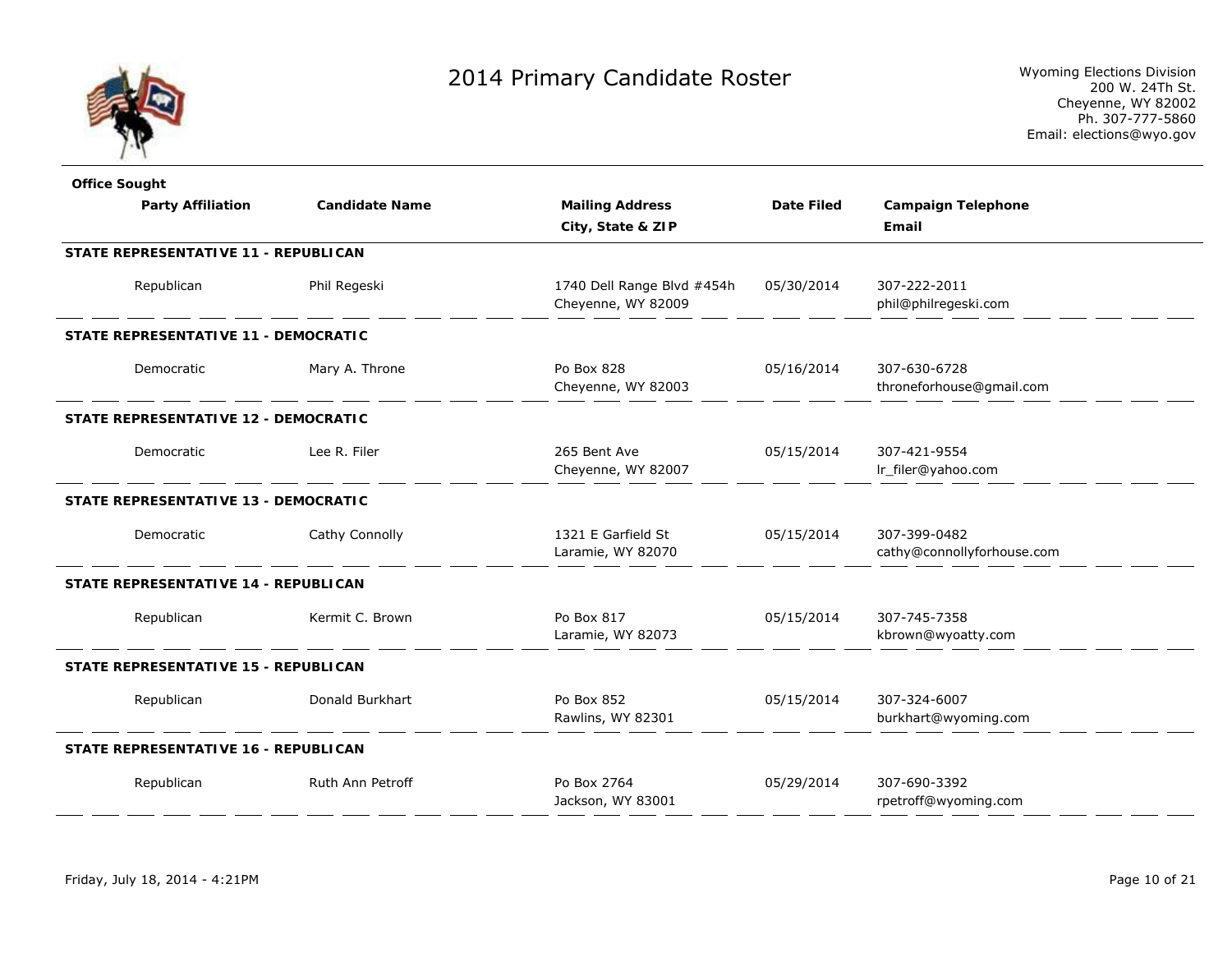# 2014 Primary Candidate Roster

Wyoming Elections Division
200 W. 24Th St.
Cheyenne, WY 82002
Ph. 307-777-5860
Email: elections@wyo.gov

| Office Sought / Party Affiliation | Candidate Name | Mailing Address / City, State & ZIP | Date Filed | Campaign Telephone / Email |
|---|---|---|---|---|
| **STATE REPRESENTATIVE 11 - REPUBLICAN** | | | | |
| Republican | Phil Regeski | 1740 Dell Range Blvd #454h<br>Cheyenne, WY 82009 | 05/30/2014 | 307-222-2011<br>phil@philregeski.com |
| **STATE REPRESENTATIVE 11 - DEMOCRATIC** | | | | |
| Democratic | Mary A. Throne | Po Box 828<br>Cheyenne, WY 82003 | 05/16/2014 | 307-630-6728<br>throneforhouse@gmail.com |
| **STATE REPRESENTATIVE 12 - DEMOCRATIC** | | | | |
| Democratic | Lee R. Filer | 265 Bent Ave<br>Cheyenne, WY 82007 | 05/15/2014 | 307-421-9554<br>lr_filer@yahoo.com |
| **STATE REPRESENTATIVE 13 - DEMOCRATIC** | | | | |
| Democratic | Cathy Connolly | 1321 E Garfield St<br>Laramie, WY 82070 | 05/15/2014 | 307-399-0482<br>cathy@connollyforhouse.com |
| **STATE REPRESENTATIVE 14 - REPUBLICAN** | | | | |
| Republican | Kermit C. Brown | Po Box 817<br>Laramie, WY 82073 | 05/15/2014 | 307-745-7358<br>kbrown@wyoatty.com |
| **STATE REPRESENTATIVE 15 - REPUBLICAN** | | | | |
| Republican | Donald Burkhart | Po Box 852<br>Rawlins, WY 82301 | 05/15/2014 | 307-324-6007<br>burkhart@wyoming.com |
| **STATE REPRESENTATIVE 16 - REPUBLICAN** | | | | |
| Republican | Ruth Ann Petroff | Po Box 2764<br>Jackson, WY 83001 | 05/29/2014 | 307-690-3392<br>rpetroff@wyoming.com |

Friday, July 18, 2014 - 4:21PM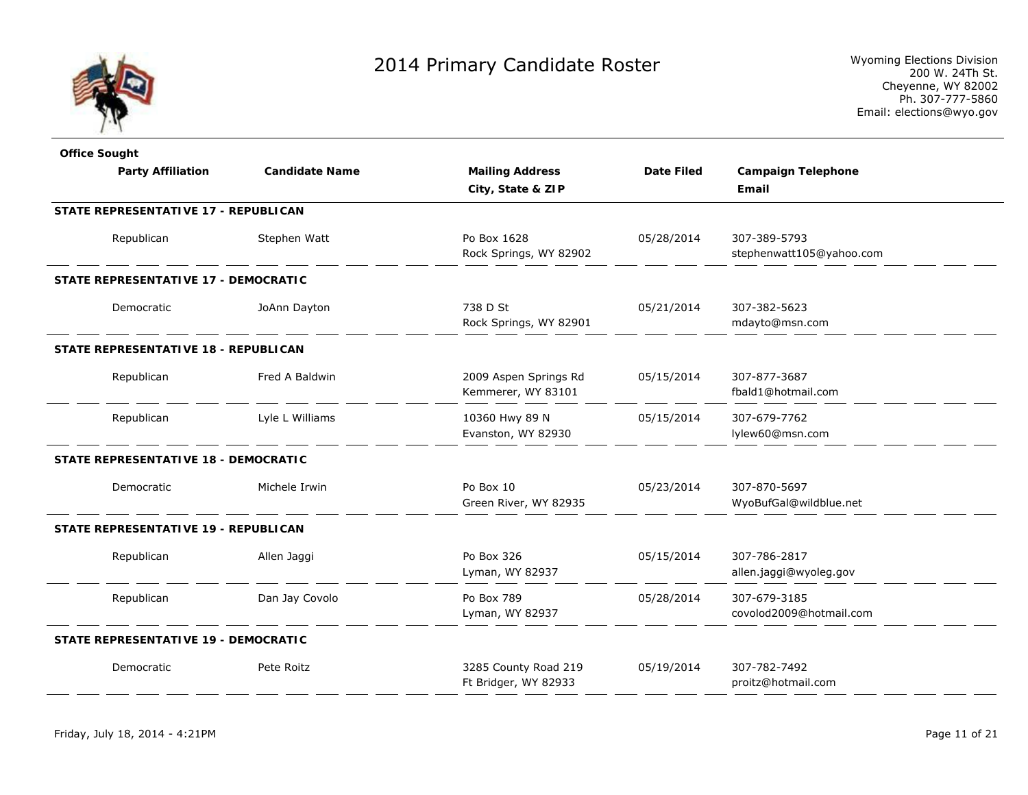# 2014 Primary Candidate Roster

Wyoming Elections Division
200 W. 24Th St.
Cheyenne, WY 82002
Ph. 307-777-5860
Email: elections@wyo.gov

| Office Sought / Party Affiliation | Candidate Name | Mailing Address / City, State & ZIP | Date Filed | Campaign Telephone / Email |
|---|---|---|---|---|
| **STATE REPRESENTATIVE 17 - REPUBLICAN** | | | | |
| Republican | Stephen Watt | Po Box 1628<br>Rock Springs, WY 82902 | 05/28/2014 | 307-389-5793<br>stephenwatt105@yahoo.com |
| **STATE REPRESENTATIVE 17 - DEMOCRATIC** | | | | |
| Democratic | JoAnn Dayton | 738 D St<br>Rock Springs, WY 82901 | 05/21/2014 | 307-382-5623<br>mdayto@msn.com |
| **STATE REPRESENTATIVE 18 - REPUBLICAN** | | | | |
| Republican | Fred A Baldwin | 2009 Aspen Springs Rd<br>Kemmerer, WY 83101 | 05/15/2014 | 307-877-3687<br>fbald1@hotmail.com |
| Republican | Lyle L Williams | 10360 Hwy 89 N<br>Evanston, WY 82930 | 05/15/2014 | 307-679-7762<br>lylew60@msn.com |
| **STATE REPRESENTATIVE 18 - DEMOCRATIC** | | | | |
| Democratic | Michele Irwin | Po Box 10<br>Green River, WY 82935 | 05/23/2014 | 307-870-5697<br>WyoBufGal@wildblue.net |
| **STATE REPRESENTATIVE 19 - REPUBLICAN** | | | | |
| Republican | Allen Jaggi | Po Box 326<br>Lyman, WY 82937 | 05/15/2014 | 307-786-2817<br>allen.jaggi@wyoleg.gov |
| Republican | Dan Jay Covolo | Po Box 789<br>Lyman, WY 82937 | 05/28/2014 | 307-679-3185<br>covolod2009@hotmail.com |
| **STATE REPRESENTATIVE 19 - DEMOCRATIC** | | | | |
| Democratic | Pete Roitz | 3285 County Road 219<br>Ft Bridger, WY 82933 | 05/19/2014 | 307-782-7492<br>proitz@hotmail.com |

Friday, July 18, 2014 - 4:21PM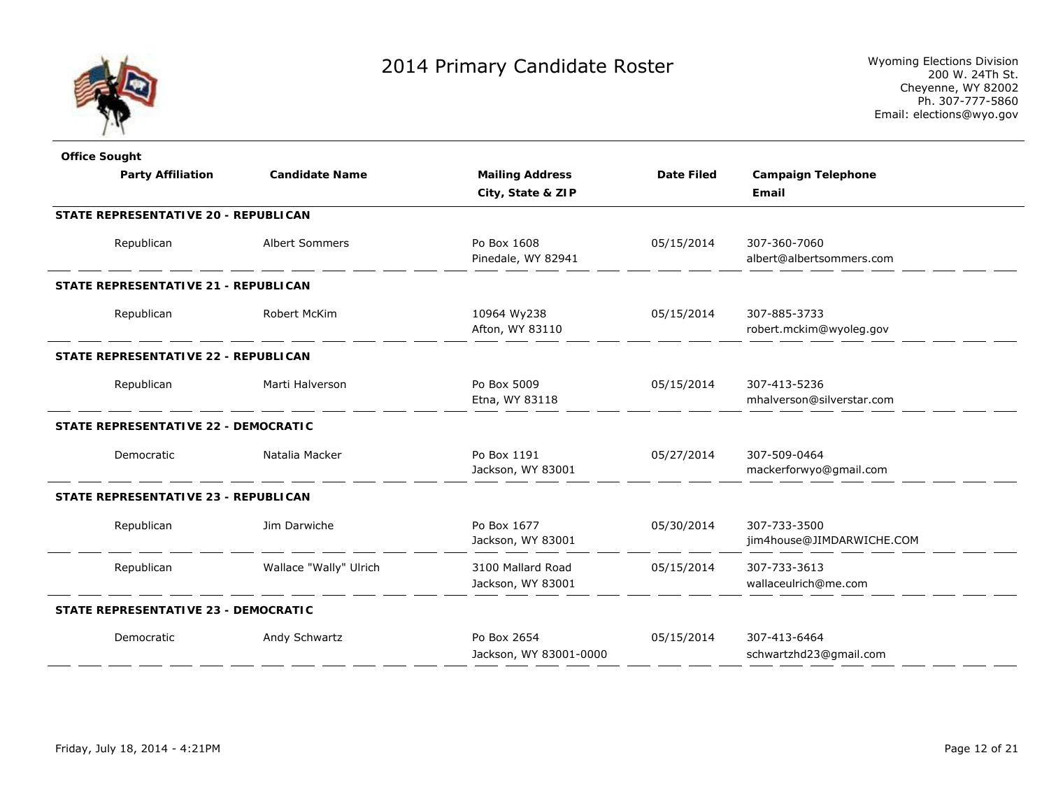# 2014 Primary Candidate Roster

Wyoming Elections Division
200 W. 24Th St.
Cheyenne, WY 82002
Ph. 307-777-5860
Email: elections@wyo.gov

| Office Sought / Party Affiliation | Candidate Name | Mailing Address / City, State & ZIP | Date Filed | Campaign Telephone / Email |
|---|---|---|---|---|
| **STATE REPRESENTATIVE 20 - REPUBLICAN** | | | | |
| Republican | Albert Sommers | Po Box 1608<br>Pinedale, WY 82941 | 05/15/2014 | 307-360-7060<br>albert@albertsommers.com |
| **STATE REPRESENTATIVE 21 - REPUBLICAN** | | | | |
| Republican | Robert McKim | 10964 Wy238<br>Afton, WY 83110 | 05/15/2014 | 307-885-3733<br>robert.mckim@wyoleg.gov |
| **STATE REPRESENTATIVE 22 - REPUBLICAN** | | | | |
| Republican | Marti Halverson | Po Box 5009<br>Etna, WY 83118 | 05/15/2014 | 307-413-5236<br>mhalverson@silverstar.com |
| **STATE REPRESENTATIVE 22 - DEMOCRATIC** | | | | |
| Democratic | Natalia Macker | Po Box 1191<br>Jackson, WY 83001 | 05/27/2014 | 307-509-0464<br>mackerforwyo@gmail.com |
| **STATE REPRESENTATIVE 23 - REPUBLICAN** | | | | |
| Republican | Jim Darwiche | Po Box 1677<br>Jackson, WY 83001 | 05/30/2014 | 307-733-3500<br>jim4house@JIMDARWICHE.COM |
| Republican | Wallace "Wally" Ulrich | 3100 Mallard Road<br>Jackson, WY 83001 | 05/15/2014 | 307-733-3613<br>wallaceulrich@me.com |
| **STATE REPRESENTATIVE 23 - DEMOCRATIC** | | | | |
| Democratic | Andy Schwartz | Po Box 2654<br>Jackson, WY 83001-0000 | 05/15/2014 | 307-413-6464<br>schwartzhd23@gmail.com |

Friday, July 18, 2014 - 4:21PM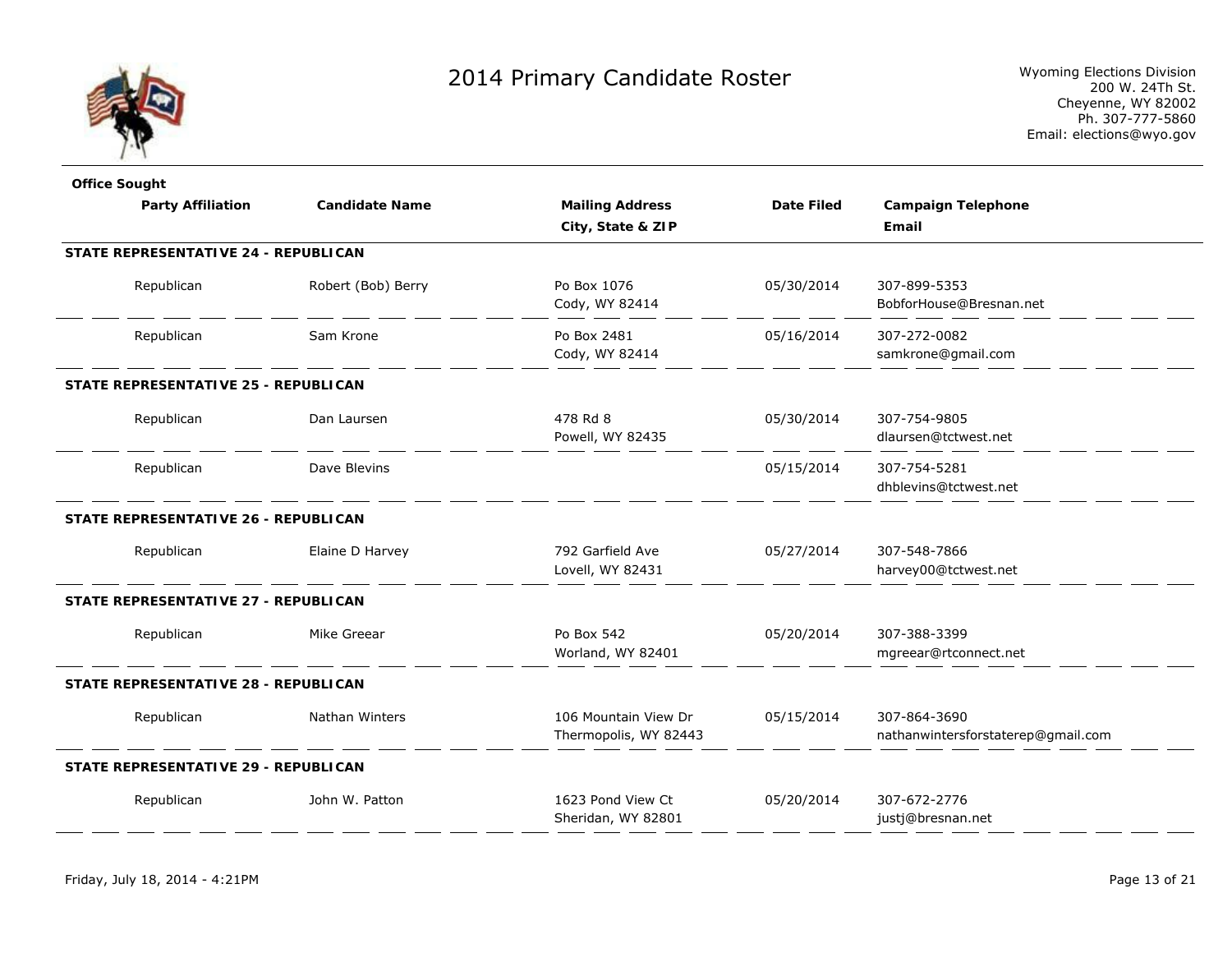# 2014 Primary Candidate Roster

Wyoming Elections Division
200 W. 24Th St.
Cheyenne, WY 82002
Ph. 307-777-5860
Email: elections@wyo.gov

| Office Sought / Party Affiliation | Candidate Name | Mailing Address / City, State & ZIP | Date Filed | Campaign Telephone / Email |
|---|---|---|---|---|
| **STATE REPRESENTATIVE 24 - REPUBLICAN** | | | | |
| Republican | Robert (Bob) Berry | Po Box 1076<br>Cody, WY 82414 | 05/30/2014 | 307-899-5353<br>BobforHouse@Bresnan.net |
| Republican | Sam Krone | Po Box 2481<br>Cody, WY 82414 | 05/16/2014 | 307-272-0082<br>samkrone@gmail.com |
| **STATE REPRESENTATIVE 25 - REPUBLICAN** | | | | |
| Republican | Dan Laursen | 478 Rd 8<br>Powell, WY 82435 | 05/30/2014 | 307-754-9805<br>dlaursen@tctwest.net |
| Republican | Dave Blevins | | 05/15/2014 | 307-754-5281<br>dhblevins@tctwest.net |
| **STATE REPRESENTATIVE 26 - REPUBLICAN** | | | | |
| Republican | Elaine D Harvey | 792 Garfield Ave<br>Lovell, WY 82431 | 05/27/2014 | 307-548-7866<br>harvey00@tctwest.net |
| **STATE REPRESENTATIVE 27 - REPUBLICAN** | | | | |
| Republican | Mike Greear | Po Box 542<br>Worland, WY 82401 | 05/20/2014 | 307-388-3399<br>mgreear@rtconnect.net |
| **STATE REPRESENTATIVE 28 - REPUBLICAN** | | | | |
| Republican | Nathan Winters | 106 Mountain View Dr<br>Thermopolis, WY 82443 | 05/15/2014 | 307-864-3690<br>nathanwintersforstaterep@gmail.com |
| **STATE REPRESENTATIVE 29 - REPUBLICAN** | | | | |
| Republican | John W. Patton | 1623 Pond View Ct<br>Sheridan, WY 82801 | 05/20/2014 | 307-672-2776<br>justj@bresnan.net |

Friday, July 18, 2014 - 4:21PM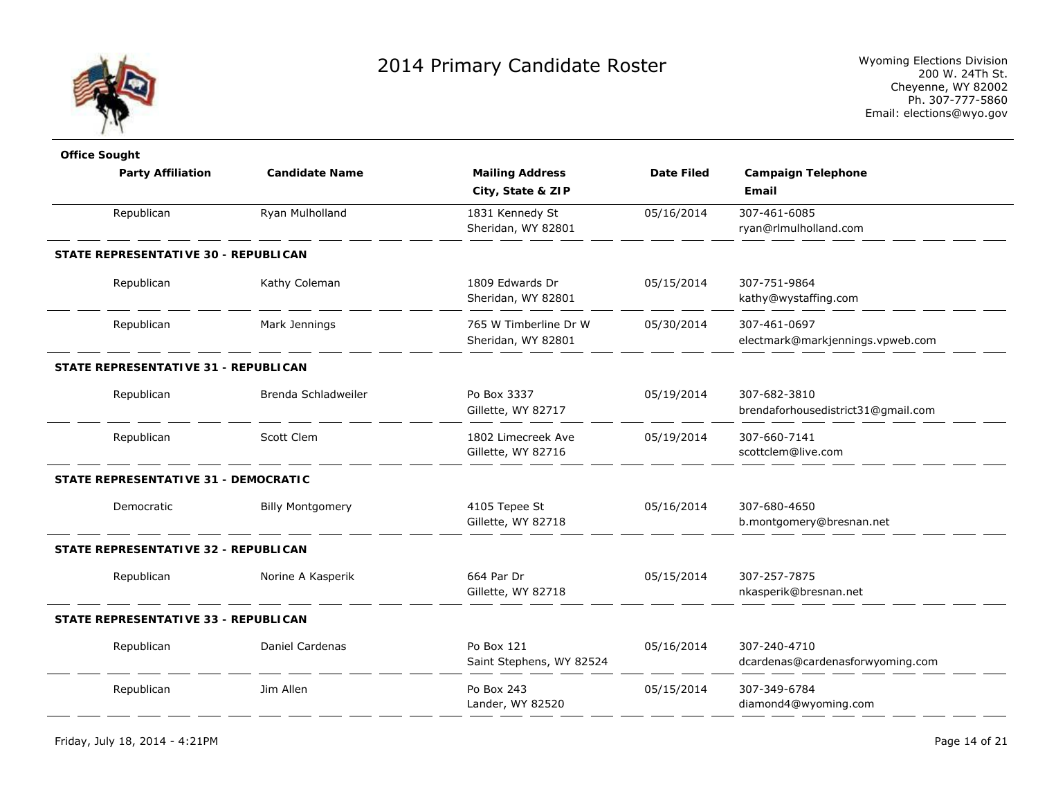# 2014 Primary Candidate Roster

Wyoming Elections Division
200 W. 24Th St.
Cheyenne, WY 82002
Ph. 307-777-5860
Email: elections@wyo.gov

| Office Sought / Party Affiliation | Candidate Name | Mailing Address / City, State & ZIP | Date Filed | Campaign Telephone / Email |
|---|---|---|---|---|
| Republican | Ryan Mulholland | 1831 Kennedy St<br>Sheridan, WY 82801 | 05/16/2014 | 307-461-6085<br>ryan@rlmulholland.com |
| **STATE REPRESENTATIVE 30 - REPUBLICAN** | | | | |
| Republican | Kathy Coleman | 1809 Edwards Dr<br>Sheridan, WY 82801 | 05/15/2014 | 307-751-9864<br>kathy@wystaffing.com |
| Republican | Mark Jennings | 765 W Timberline Dr W<br>Sheridan, WY 82801 | 05/30/2014 | 307-461-0697<br>electmark@markjennings.vpweb.com |
| **STATE REPRESENTATIVE 31 - REPUBLICAN** | | | | |
| Republican | Brenda Schladweiler | Po Box 3337<br>Gillette, WY 82717 | 05/19/2014 | 307-682-3810<br>brendaforhousedistrict31@gmail.com |
| Republican | Scott Clem | 1802 Limecreek Ave<br>Gillette, WY 82716 | 05/19/2014 | 307-660-7141<br>scottclem@live.com |
| **STATE REPRESENTATIVE 31 - DEMOCRATIC** | | | | |
| Democratic | Billy Montgomery | 4105 Tepee St<br>Gillette, WY 82718 | 05/16/2014 | 307-680-4650<br>b.montgomery@bresnan.net |
| **STATE REPRESENTATIVE 32 - REPUBLICAN** | | | | |
| Republican | Norine A Kasperik | 664 Par Dr<br>Gillette, WY 82718 | 05/15/2014 | 307-257-7875<br>nkasperik@bresnan.net |
| **STATE REPRESENTATIVE 33 - REPUBLICAN** | | | | |
| Republican | Daniel Cardenas | Po Box 121<br>Saint Stephens, WY 82524 | 05/16/2014 | 307-240-4710<br>dcardenas@cardenasforwyoming.com |
| Republican | Jim Allen | Po Box 243<br>Lander, WY 82520 | 05/15/2014 | 307-349-6784<br>diamond4@wyoming.com |

Friday, July 18, 2014 - 4:21PM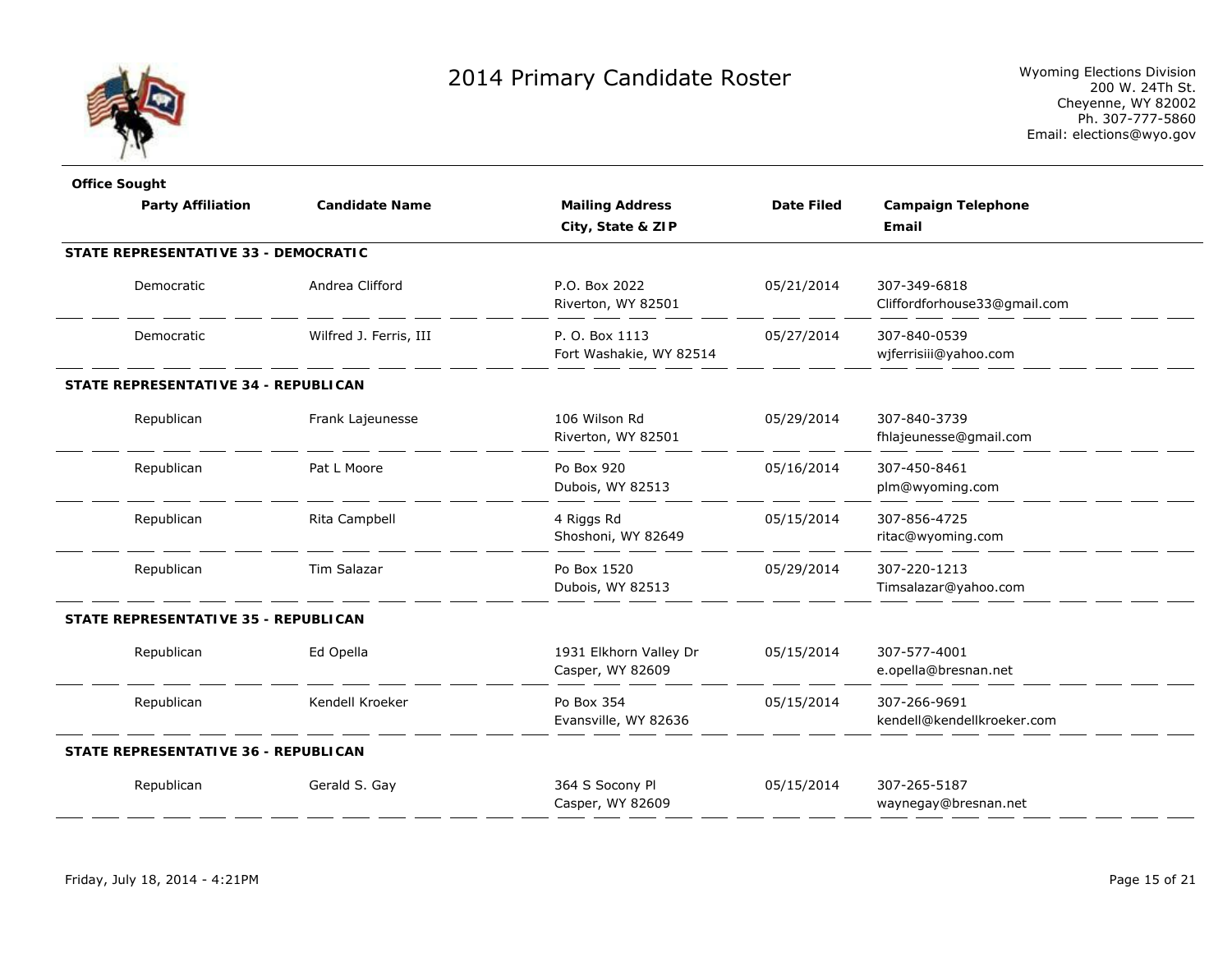# 2014 Primary Candidate Roster

Wyoming Elections Division
200 W. 24Th St.
Cheyenne, WY 82002
Ph. 307-777-5860
Email: elections@wyo.gov

| Office Sought / Party Affiliation | Candidate Name | Mailing Address / City, State & ZIP | Date Filed | Campaign Telephone / Email |
|---|---|---|---|---|
| **STATE REPRESENTATIVE 33 - DEMOCRATIC** | | | | |
| Democratic | Andrea Clifford | P.O. Box 2022<br>Riverton, WY 82501 | 05/21/2014 | 307-349-6818<br>Cliffordforhouse33@gmail.com |
| Democratic | Wilfred J. Ferris, III | P. O. Box 1113<br>Fort Washakie, WY 82514 | 05/27/2014 | 307-840-0539<br>wjferrisiii@yahoo.com |
| **STATE REPRESENTATIVE 34 - REPUBLICAN** | | | | |
| Republican | Frank Lajeunesse | 106 Wilson Rd<br>Riverton, WY 82501 | 05/29/2014 | 307-840-3739<br>fhlajeunesse@gmail.com |
| Republican | Pat L Moore | Po Box 920<br>Dubois, WY 82513 | 05/16/2014 | 307-450-8461<br>plm@wyoming.com |
| Republican | Rita Campbell | 4 Riggs Rd<br>Shoshoni, WY 82649 | 05/15/2014 | 307-856-4725<br>ritac@wyoming.com |
| Republican | Tim Salazar | Po Box 1520<br>Dubois, WY 82513 | 05/29/2014 | 307-220-1213<br>Timsalazar@yahoo.com |
| **STATE REPRESENTATIVE 35 - REPUBLICAN** | | | | |
| Republican | Ed Opella | 1931 Elkhorn Valley Dr<br>Casper, WY 82609 | 05/15/2014 | 307-577-4001<br>e.opella@bresnan.net |
| Republican | Kendell Kroeker | Po Box 354<br>Evansville, WY 82636 | 05/15/2014 | 307-266-9691<br>kendell@kendellkroeker.com |
| **STATE REPRESENTATIVE 36 - REPUBLICAN** | | | | |
| Republican | Gerald S. Gay | 364 S Socony Pl<br>Casper, WY 82609 | 05/15/2014 | 307-265-5187<br>waynegay@bresnan.net |

Friday, July 18, 2014 - 4:21PM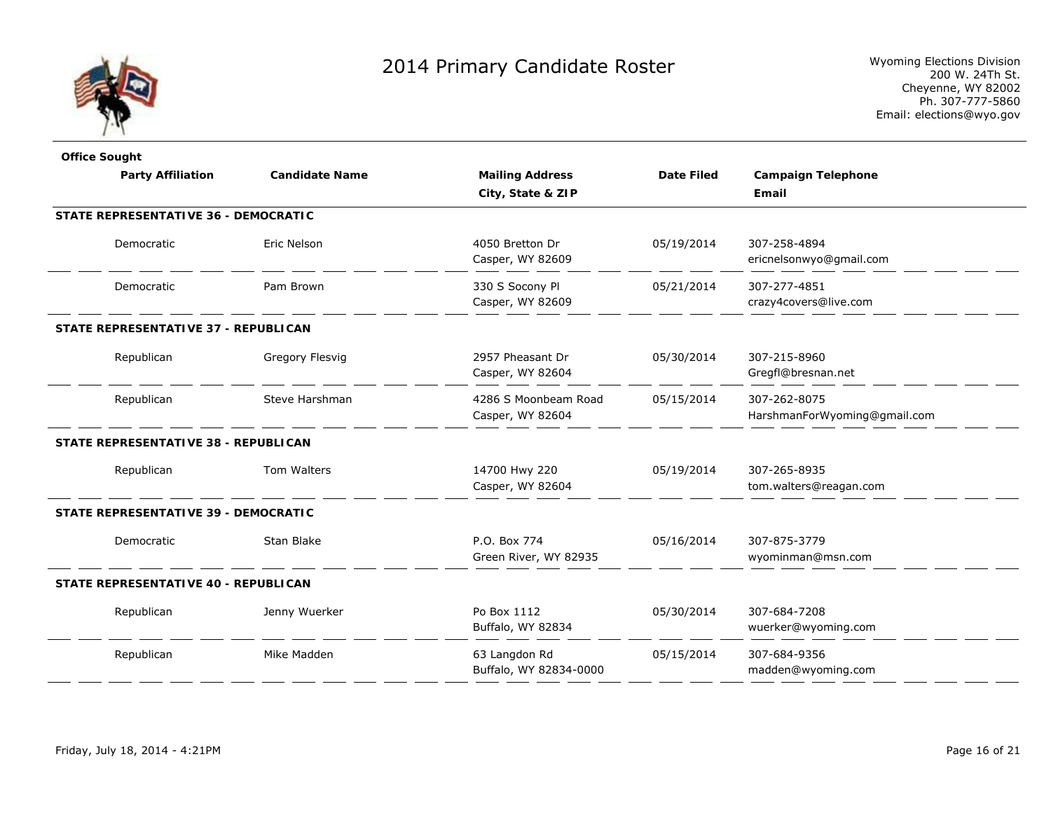# 2014 Primary Candidate Roster

Wyoming Elections Division
200 W. 24Th St.
Cheyenne, WY 82002
Ph. 307-777-5860
Email: elections@wyo.gov

| Office Sought / Party Affiliation | Candidate Name | Mailing Address / City, State & ZIP | Date Filed | Campaign Telephone / Email |
|---|---|---|---|---|
| **STATE REPRESENTATIVE 36 - DEMOCRATIC** | | | | |
| Democratic | Eric Nelson | 4050 Bretton Dr<br>Casper, WY 82609 | 05/19/2014 | 307-258-4894<br>ericnelsonwyo@gmail.com |
| Democratic | Pam Brown | 330 S Socony Pl<br>Casper, WY 82609 | 05/21/2014 | 307-277-4851<br>crazy4covers@live.com |
| **STATE REPRESENTATIVE 37 - REPUBLICAN** | | | | |
| Republican | Gregory Flesvig | 2957 Pheasant Dr<br>Casper, WY 82604 | 05/30/2014 | 307-215-8960<br>Gregfl@bresnan.net |
| Republican | Steve Harshman | 4286 S Moonbeam Road<br>Casper, WY 82604 | 05/15/2014 | 307-262-8075<br>HarshmanForWyoming@gmail.com |
| **STATE REPRESENTATIVE 38 - REPUBLICAN** | | | | |
| Republican | Tom Walters | 14700 Hwy 220<br>Casper, WY 82604 | 05/19/2014 | 307-265-8935<br>tom.walters@reagan.com |
| **STATE REPRESENTATIVE 39 - DEMOCRATIC** | | | | |
| Democratic | Stan Blake | P.O. Box 774<br>Green River, WY 82935 | 05/16/2014 | 307-875-3779<br>wyominman@msn.com |
| **STATE REPRESENTATIVE 40 - REPUBLICAN** | | | | |
| Republican | Jenny Wuerker | Po Box 1112<br>Buffalo, WY 82834 | 05/30/2014 | 307-684-7208<br>wuerker@wyoming.com |
| Republican | Mike Madden | 63 Langdon Rd<br>Buffalo, WY 82834-0000 | 05/15/2014 | 307-684-9356<br>madden@wyoming.com |

Friday, July 18, 2014 - 4:21PM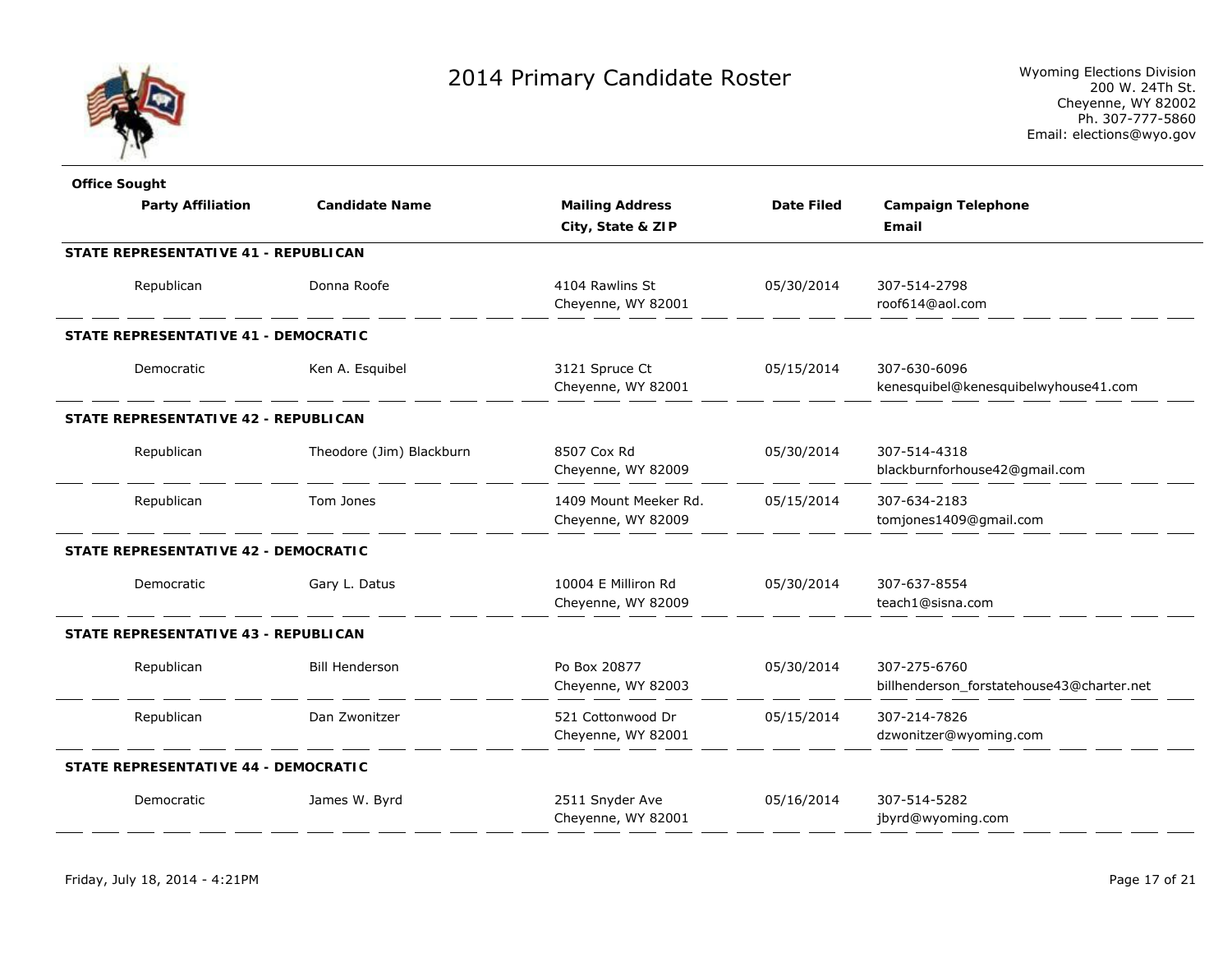# 2014 Primary Candidate Roster

Wyoming Elections Division
200 W. 24Th St.
Cheyenne, WY 82002
Ph. 307-777-5860
Email: elections@wyo.gov

| Office Sought / Party Affiliation | Candidate Name | Mailing Address / City, State & ZIP | Date Filed | Campaign Telephone / Email |
|---|---|---|---|---|
| **STATE REPRESENTATIVE 41 - REPUBLICAN** | | | | |
| Republican | Donna Roofe | 4104 Rawlins St<br>Cheyenne, WY 82001 | 05/30/2014 | 307-514-2798<br>roof614@aol.com |
| **STATE REPRESENTATIVE 41 - DEMOCRATIC** | | | | |
| Democratic | Ken A. Esquibel | 3121 Spruce Ct<br>Cheyenne, WY 82001 | 05/15/2014 | 307-630-6096<br>kenesquibel@kenesquibelwyhouse41.com |
| **STATE REPRESENTATIVE 42 - REPUBLICAN** | | | | |
| Republican | Theodore (Jim) Blackburn | 8507 Cox Rd<br>Cheyenne, WY 82009 | 05/30/2014 | 307-514-4318<br>blackburnforhouse42@gmail.com |
| Republican | Tom Jones | 1409 Mount Meeker Rd.<br>Cheyenne, WY 82009 | 05/15/2014 | 307-634-2183<br>tomjones1409@gmail.com |
| **STATE REPRESENTATIVE 42 - DEMOCRATIC** | | | | |
| Democratic | Gary L. Datus | 10004 E Milliron Rd<br>Cheyenne, WY 82009 | 05/30/2014 | 307-637-8554<br>teach1@sisna.com |
| **STATE REPRESENTATIVE 43 - REPUBLICAN** | | | | |
| Republican | Bill Henderson | Po Box 20877<br>Cheyenne, WY 82003 | 05/30/2014 | 307-275-6760<br>billhenderson_forstatehouse43@charter.net |
| Republican | Dan Zwonitzer | 521 Cottonwood Dr<br>Cheyenne, WY 82001 | 05/15/2014 | 307-214-7826<br>dzwonitzer@wyoming.com |
| **STATE REPRESENTATIVE 44 - DEMOCRATIC** | | | | |
| Democratic | James W. Byrd | 2511 Snyder Ave<br>Cheyenne, WY 82001 | 05/16/2014 | 307-514-5282<br>jbyrd@wyoming.com |

Friday, July 18, 2014 - 4:21PM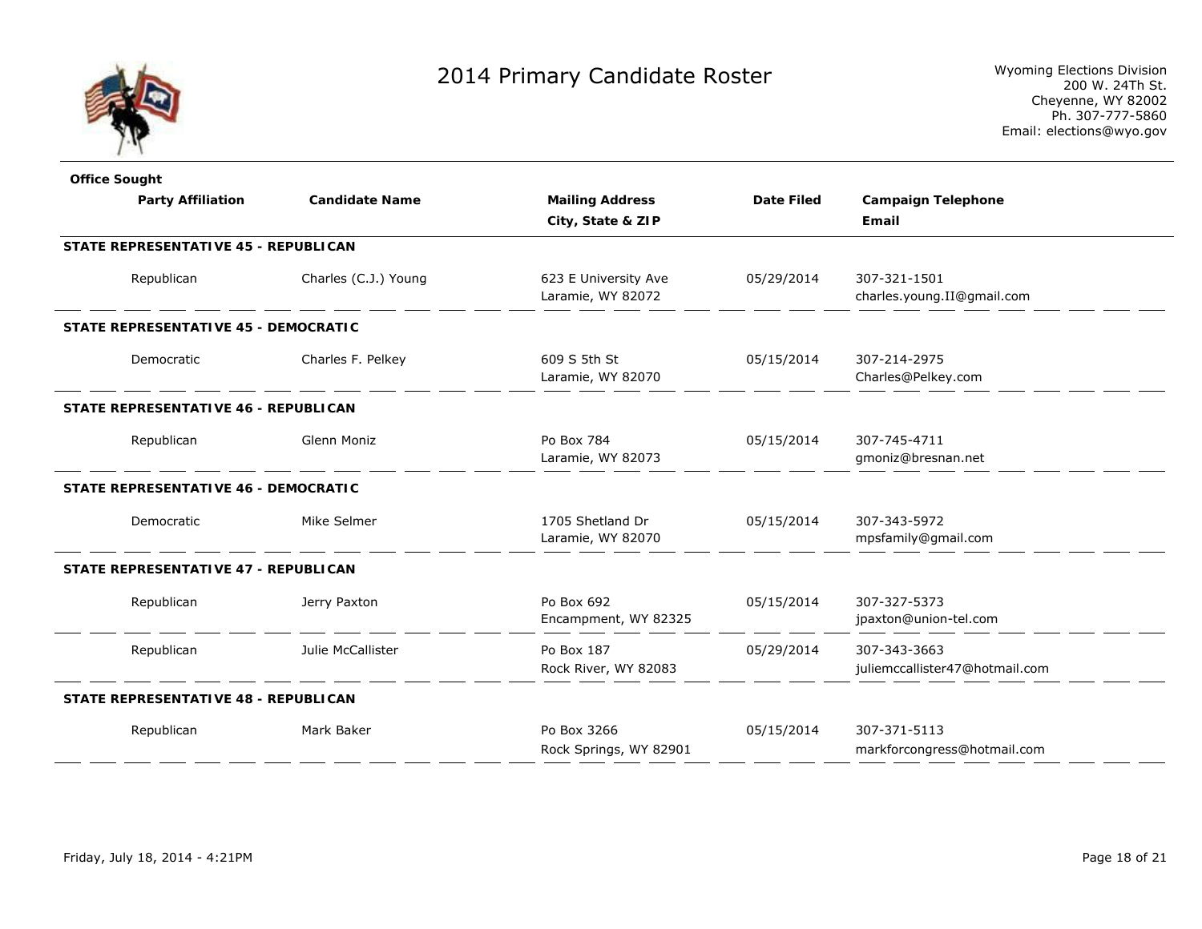# 2014 Primary Candidate Roster

Wyoming Elections Division
200 W. 24Th St.
Cheyenne, WY 82002
Ph. 307-777-5860
Email: elections@wyo.gov

| Office Sought / Party Affiliation | Candidate Name | Mailing Address / City, State & ZIP | Date Filed | Campaign Telephone / Email |
|---|---|---|---|---|
| **STATE REPRESENTATIVE 45 - REPUBLICAN** | | | | |
| Republican | Charles (C.J.) Young | 623 E University Ave<br>Laramie, WY 82072 | 05/29/2014 | 307-321-1501<br>charles.young.II@gmail.com |
| **STATE REPRESENTATIVE 45 - DEMOCRATIC** | | | | |
| Democratic | Charles F. Pelkey | 609 S 5th St<br>Laramie, WY 82070 | 05/15/2014 | 307-214-2975<br>Charles@Pelkey.com |
| **STATE REPRESENTATIVE 46 - REPUBLICAN** | | | | |
| Republican | Glenn Moniz | Po Box 784<br>Laramie, WY 82073 | 05/15/2014 | 307-745-4711<br>gmoniz@bresnan.net |
| **STATE REPRESENTATIVE 46 - DEMOCRATIC** | | | | |
| Democratic | Mike Selmer | 1705 Shetland Dr<br>Laramie, WY 82070 | 05/15/2014 | 307-343-5972<br>mpsfamily@gmail.com |
| **STATE REPRESENTATIVE 47 - REPUBLICAN** | | | | |
| Republican | Jerry Paxton | Po Box 692<br>Encampment, WY 82325 | 05/15/2014 | 307-327-5373<br>jpaxton@union-tel.com |
| Republican | Julie McCallister | Po Box 187<br>Rock River, WY 82083 | 05/29/2014 | 307-343-3663<br>juliemccallister47@hotmail.com |
| **STATE REPRESENTATIVE 48 - REPUBLICAN** | | | | |
| Republican | Mark Baker | Po Box 3266<br>Rock Springs, WY 82901 | 05/15/2014 | 307-371-5113<br>markforcongress@hotmail.com |

Friday, July 18, 2014 - 4:21PM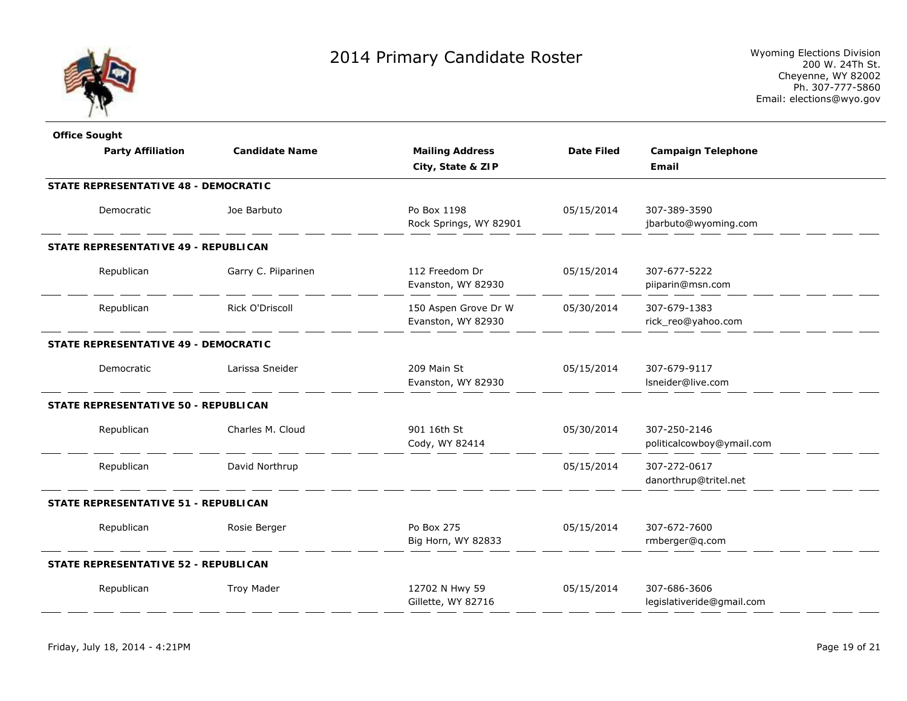# 2014 Primary Candidate Roster

Wyoming Elections Division
200 W. 24Th St.
Cheyenne, WY 82002
Ph. 307-777-5860
Email: elections@wyo.gov

| Office Sought / Party Affiliation | Candidate Name | Mailing Address / City, State & ZIP | Date Filed | Campaign Telephone / Email |
|---|---|---|---|---|
| **STATE REPRESENTATIVE 48 - DEMOCRATIC** | | | | |
| Democratic | Joe Barbuto | Po Box 1198<br>Rock Springs, WY 82901 | 05/15/2014 | 307-389-3590<br>jbarbuto@wyoming.com |
| **STATE REPRESENTATIVE 49 - REPUBLICAN** | | | | |
| Republican | Garry C. Piiparinen | 112 Freedom Dr<br>Evanston, WY 82930 | 05/15/2014 | 307-677-5222<br>piiparin@msn.com |
| Republican | Rick O'Driscoll | 150 Aspen Grove Dr W<br>Evanston, WY 82930 | 05/30/2014 | 307-679-1383<br>rick_reo@yahoo.com |
| **STATE REPRESENTATIVE 49 - DEMOCRATIC** | | | | |
| Democratic | Larissa Sneider | 209 Main St<br>Evanston, WY 82930 | 05/15/2014 | 307-679-9117<br>lsneider@live.com |
| **STATE REPRESENTATIVE 50 - REPUBLICAN** | | | | |
| Republican | Charles M. Cloud | 901 16th St<br>Cody, WY 82414 | 05/30/2014 | 307-250-2146<br>politicalcowboy@ymail.com |
| Republican | David Northrup | | 05/15/2014 | 307-272-0617<br>danorthrup@tritel.net |
| **STATE REPRESENTATIVE 51 - REPUBLICAN** | | | | |
| Republican | Rosie Berger | Po Box 275<br>Big Horn, WY 82833 | 05/15/2014 | 307-672-7600<br>rmberger@q.com |
| **STATE REPRESENTATIVE 52 - REPUBLICAN** | | | | |
| Republican | Troy Mader | 12702 N Hwy 59<br>Gillette, WY 82716 | 05/15/2014 | 307-686-3606<br>legislativeride@gmail.com |

Friday, July 18, 2014 - 4:21PM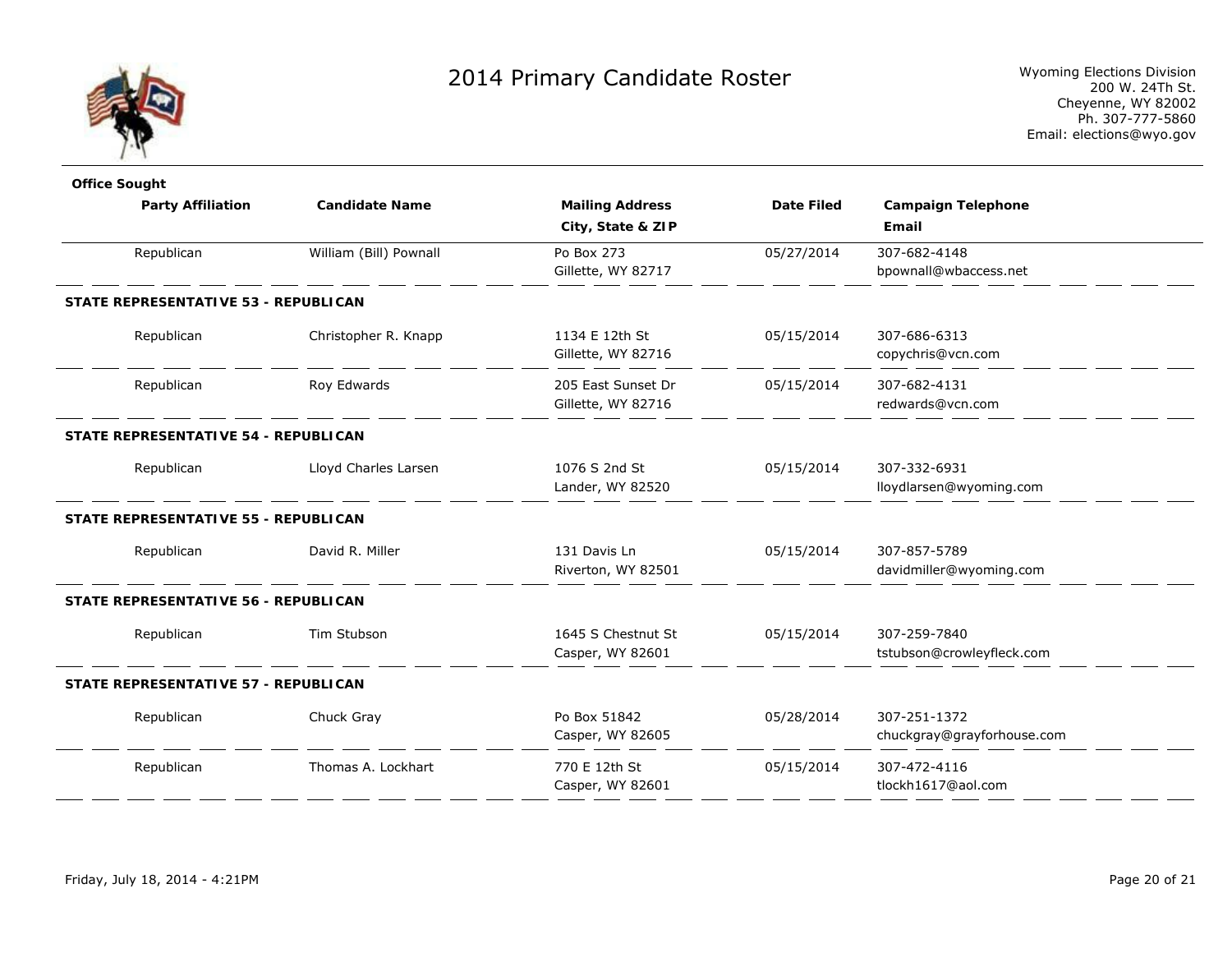# 2014 Primary Candidate Roster

Wyoming Elections Division
200 W. 24Th St.
Cheyenne, WY 82002
Ph. 307-777-5860
Email: elections@wyo.gov

| Office Sought / Party Affiliation | Candidate Name | Mailing Address / City, State & ZIP | Date Filed | Campaign Telephone / Email |
|---|---|---|---|---|
| Republican | William (Bill) Pownall | Po Box 273<br>Gillette, WY 82717 | 05/27/2014 | 307-682-4148<br>bpownall@wbaccess.net |
| **STATE REPRESENTATIVE 53 - REPUBLICAN** | | | | |
| Republican | Christopher R. Knapp | 1134 E 12th St<br>Gillette, WY 82716 | 05/15/2014 | 307-686-6313<br>copychris@vcn.com |
| Republican | Roy Edwards | 205 East Sunset Dr<br>Gillette, WY 82716 | 05/15/2014 | 307-682-4131<br>redwards@vcn.com |
| **STATE REPRESENTATIVE 54 - REPUBLICAN** | | | | |
| Republican | Lloyd Charles Larsen | 1076 S 2nd St<br>Lander, WY 82520 | 05/15/2014 | 307-332-6931<br>lloydlarsen@wyoming.com |
| **STATE REPRESENTATIVE 55 - REPUBLICAN** | | | | |
| Republican | David R. Miller | 131 Davis Ln<br>Riverton, WY 82501 | 05/15/2014 | 307-857-5789<br>davidmiller@wyoming.com |
| **STATE REPRESENTATIVE 56 - REPUBLICAN** | | | | |
| Republican | Tim Stubson | 1645 S Chestnut St<br>Casper, WY 82601 | 05/15/2014 | 307-259-7840<br>tstubson@crowleyfleck.com |
| **STATE REPRESENTATIVE 57 - REPUBLICAN** | | | | |
| Republican | Chuck Gray | Po Box 51842<br>Casper, WY 82605 | 05/28/2014 | 307-251-1372<br>chuckgray@grayforhouse.com |
| Republican | Thomas A. Lockhart | 770 E 12th St<br>Casper, WY 82601 | 05/15/2014 | 307-472-4116<br>tlockh1617@aol.com |

Friday, July 18, 2014 - 4:21PM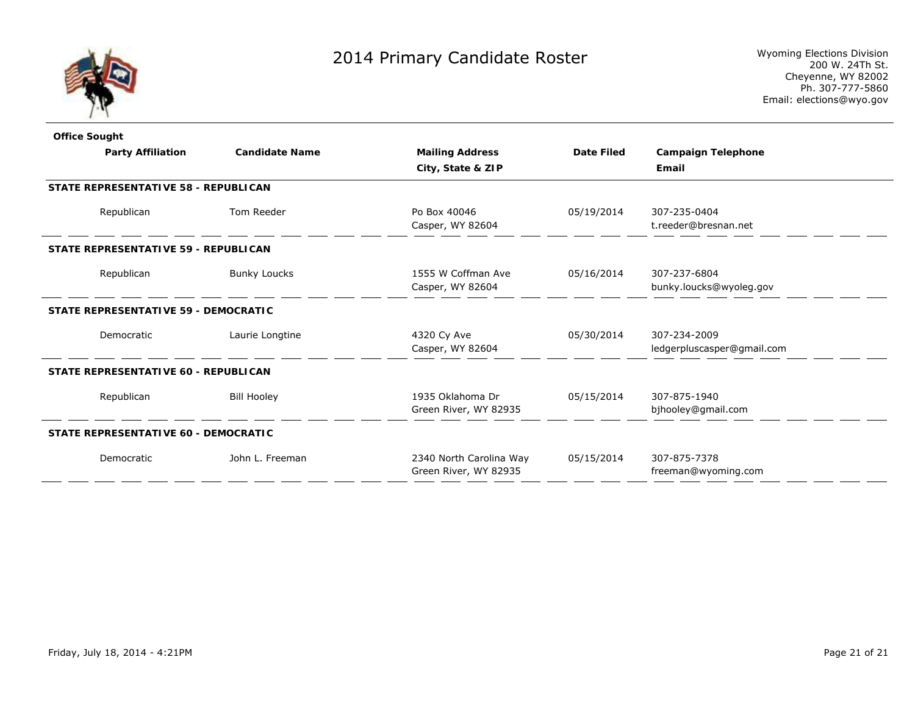# 2014 Primary Candidate Roster

Wyoming Elections Division
200 W. 24Th St.
Cheyenne, WY 82002
Ph. 307-777-5860
Email: elections@wyo.gov

| Office Sought / Party Affiliation | Candidate Name | Mailing Address / City, State & ZIP | Date Filed | Campaign Telephone / Email |
|---|---|---|---|---|
| **STATE REPRESENTATIVE 58 - REPUBLICAN** | | | | |
| Republican | Tom Reeder | Po Box 40046<br>Casper, WY 82604 | 05/19/2014 | 307-235-0404<br>t.reeder@bresnan.net |
| **STATE REPRESENTATIVE 59 - REPUBLICAN** | | | | |
| Republican | Bunky Loucks | 1555 W Coffman Ave<br>Casper, WY 82604 | 05/16/2014 | 307-237-6804<br>bunky.loucks@wyoleg.gov |
| **STATE REPRESENTATIVE 59 - DEMOCRATIC** | | | | |
| Democratic | Laurie Longtine | 4320 Cy Ave<br>Casper, WY 82604 | 05/30/2014 | 307-234-2009<br>ledgerpluscasper@gmail.com |
| **STATE REPRESENTATIVE 60 - REPUBLICAN** | | | | |
| Republican | Bill Hooley | 1935 Oklahoma Dr<br>Green River, WY 82935 | 05/15/2014 | 307-875-1940<br>bjhooley@gmail.com |
| **STATE REPRESENTATIVE 60 - DEMOCRATIC** | | | | |
| Democratic | John L. Freeman | 2340 North Carolina Way<br>Green River, WY 82935 | 05/15/2014 | 307-875-7378<br>freeman@wyoming.com |

Friday, July 18, 2014 - 4:21PM